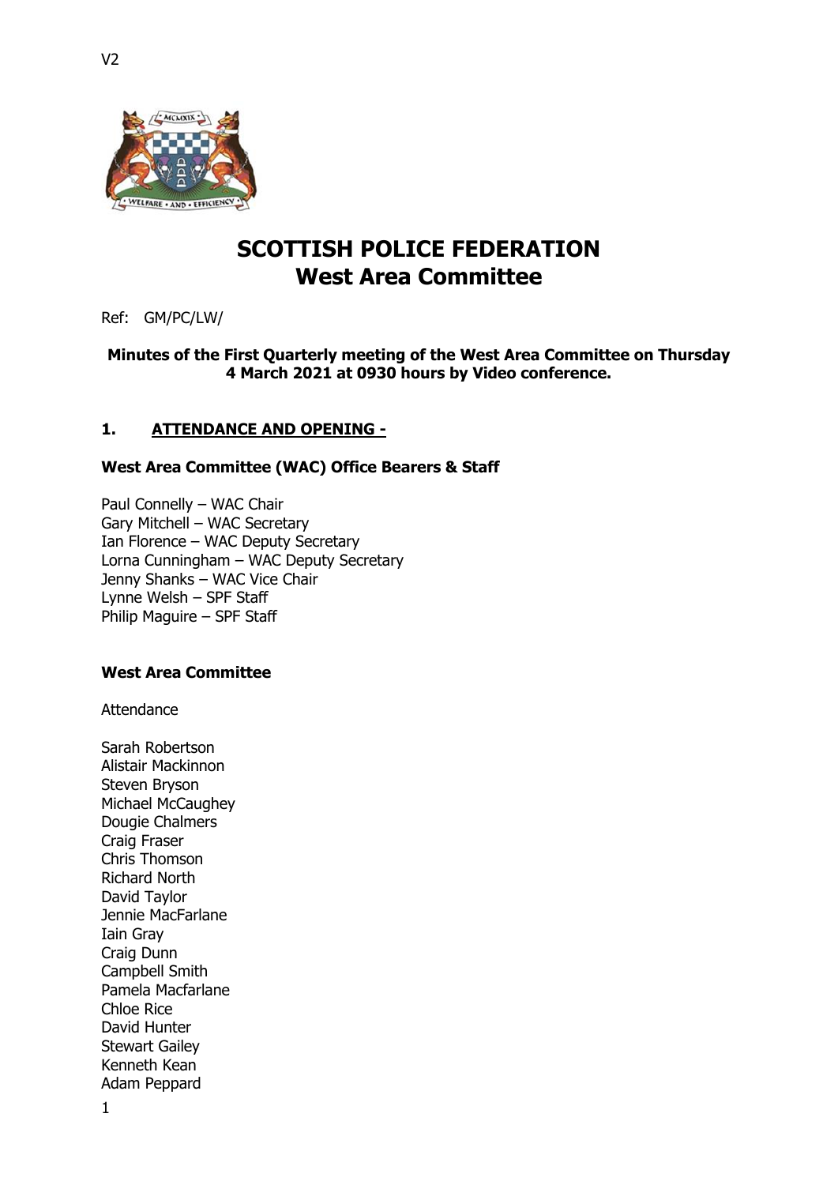V2

# SCOTTISH POLICE FEDERATION
## West Area Committee

Ref: GM/PC/LW/

**Minutes of the First Quarterly meeting of the West Area Committee on Thursday 4 March 2021 at 0930 hours by Video conference.**

### 1. ATTENDANCE AND OPENING -

**West Area Committee (WAC) Office Bearers & Staff**

Paul Connelly – WAC Chair
Gary Mitchell – WAC Secretary
Ian Florence – WAC Deputy Secretary
Lorna Cunningham – WAC Deputy Secretary
Jenny Shanks – WAC Vice Chair
Lynne Welsh – SPF Staff
Philip Maguire – SPF Staff

**West Area Committee**

Attendance

Sarah Robertson
Alistair Mackinnon
Steven Bryson
Michael McCaughey
Dougie Chalmers
Craig Fraser
Chris Thomson
Richard North
David Taylor
Jennie MacFarlane
Iain Gray
Craig Dunn
Campbell Smith
Pamela Macfarlane
Chloe Rice
David Hunter
Stewart Gailey
Kenneth Kean
Adam Peppard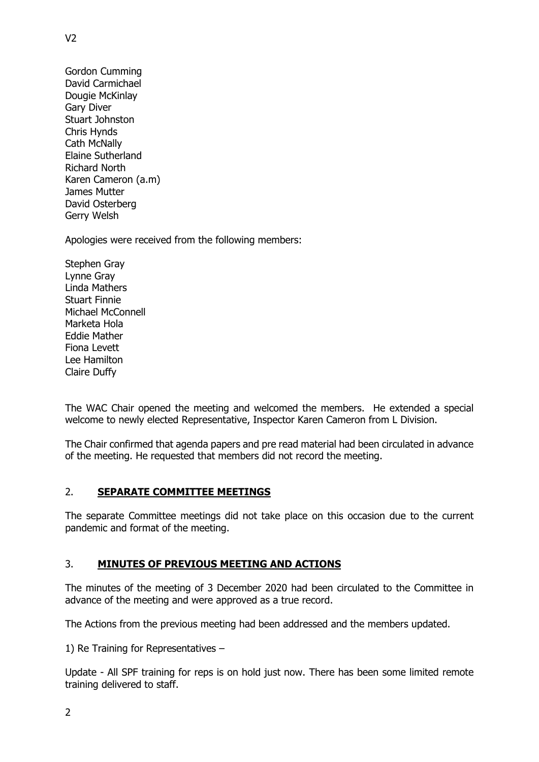Gordon Cumming
David Carmichael
Dougie McKinlay
Gary Diver
Stuart Johnston
Chris Hynds
Cath McNally
Elaine Sutherland
Richard North
Karen Cameron (a.m)
James Mutter
David Osterberg
Gerry Welsh

Apologies were received from the following members:

Stephen Gray
Lynne Gray
Linda Mathers
Stuart Finnie
Michael McConnell
Marketa Hola
Eddie Mather
Fiona Levett
Lee Hamilton
Claire Duffy

The WAC Chair opened the meeting and welcomed the members. He extended a special welcome to newly elected Representative, Inspector Karen Cameron from L Division.

The Chair confirmed that agenda papers and pre read material had been circulated in advance of the meeting. He requested that members did not record the meeting.

## 2. **SEPARATE COMMITTEE MEETINGS**

The separate Committee meetings did not take place on this occasion due to the current pandemic and format of the meeting.

## 3. **MINUTES OF PREVIOUS MEETING AND ACTIONS**

The minutes of the meeting of 3 December 2020 had been circulated to the Committee in advance of the meeting and were approved as a true record.

The Actions from the previous meeting had been addressed and the members updated.

1) Re Training for Representatives –

Update - All SPF training for reps is on hold just now. There has been some limited remote training delivered to staff.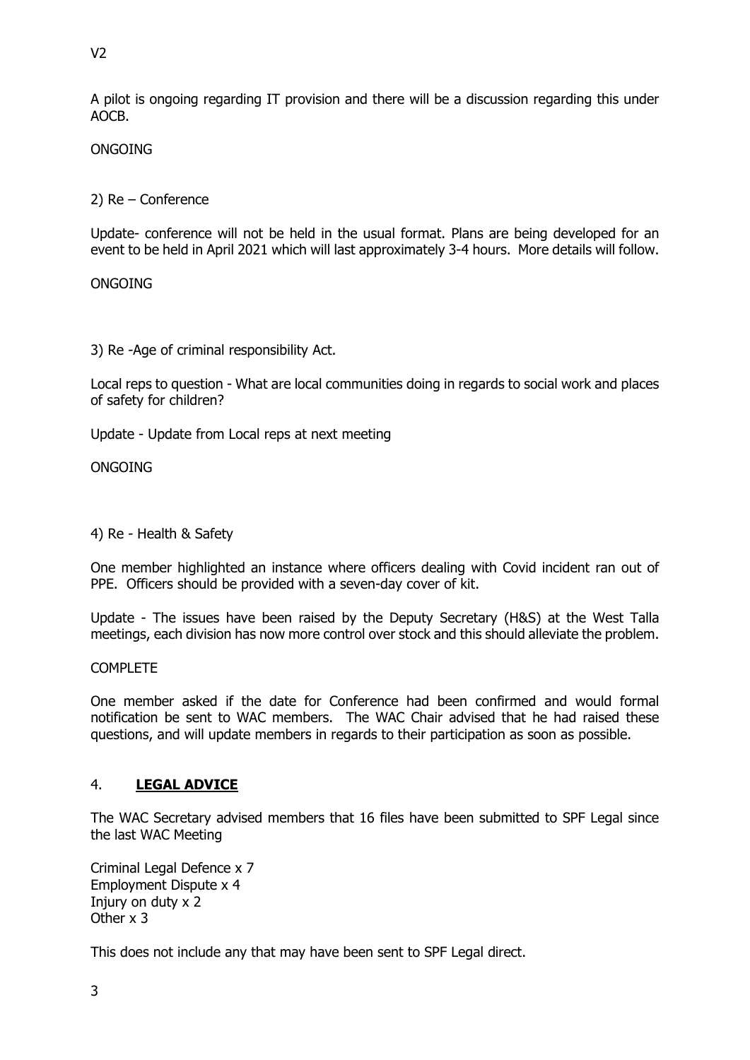A pilot is ongoing regarding IT provision and there will be a discussion regarding this under AOCB.

ONGOING

2) Re – Conference

Update- conference will not be held in the usual format. Plans are being developed for an event to be held in April 2021 which will last approximately 3-4 hours. More details will follow.

ONGOING

3) Re -Age of criminal responsibility Act.

Local reps to question - What are local communities doing in regards to social work and places of safety for children?

Update - Update from Local reps at next meeting

ONGOING

4) Re - Health & Safety

One member highlighted an instance where officers dealing with Covid incident ran out of PPE. Officers should be provided with a seven-day cover of kit.

Update - The issues have been raised by the Deputy Secretary (H&S) at the West Talla meetings, each division has now more control over stock and this should alleviate the problem.

COMPLETE

One member asked if the date for Conference had been confirmed and would formal notification be sent to WAC members. The WAC Chair advised that he had raised these questions, and will update members in regards to their participation as soon as possible.

## 4. **LEGAL ADVICE**

The WAC Secretary advised members that 16 files have been submitted to SPF Legal since the last WAC Meeting

Criminal Legal Defence x 7
Employment Dispute x 4
Injury on duty x 2
Other x 3

This does not include any that may have been sent to SPF Legal direct.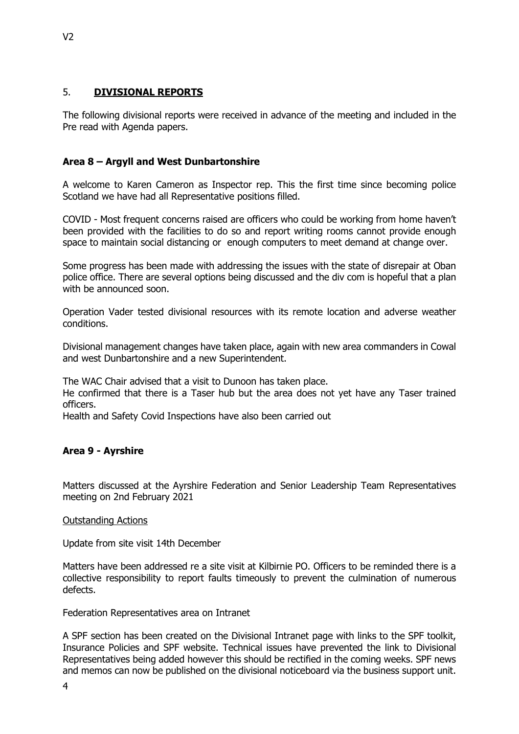## 5. **DIVISIONAL REPORTS**

The following divisional reports were received in advance of the meeting and included in the Pre read with Agenda papers.

### **Area 8 – Argyll and West Dunbartonshire**

A welcome to Karen Cameron as Inspector rep. This the first time since becoming police Scotland we have had all Representative positions filled.

COVID - Most frequent concerns raised are officers who could be working from home haven't been provided with the facilities to do so and report writing rooms cannot provide enough space to maintain social distancing or enough computers to meet demand at change over.

Some progress has been made with addressing the issues with the state of disrepair at Oban police office. There are several options being discussed and the div com is hopeful that a plan with be announced soon.

Operation Vader tested divisional resources with its remote location and adverse weather conditions.

Divisional management changes have taken place, again with new area commanders in Cowal and west Dunbartonshire and a new Superintendent.

The WAC Chair advised that a visit to Dunoon has taken place.
He confirmed that there is a Taser hub but the area does not yet have any Taser trained officers.
Health and Safety Covid Inspections have also been carried out

### **Area 9 - Ayrshire**

Matters discussed at the Ayrshire Federation and Senior Leadership Team Representatives meeting on 2nd February 2021

Outstanding Actions

Update from site visit 14th December

Matters have been addressed re a site visit at Kilbirnie PO. Officers to be reminded there is a collective responsibility to report faults timeously to prevent the culmination of numerous defects.

Federation Representatives area on Intranet

A SPF section has been created on the Divisional Intranet page with links to the SPF toolkit, Insurance Policies and SPF website. Technical issues have prevented the link to Divisional Representatives being added however this should be rectified in the coming weeks. SPF news and memos can now be published on the divisional noticeboard via the business support unit.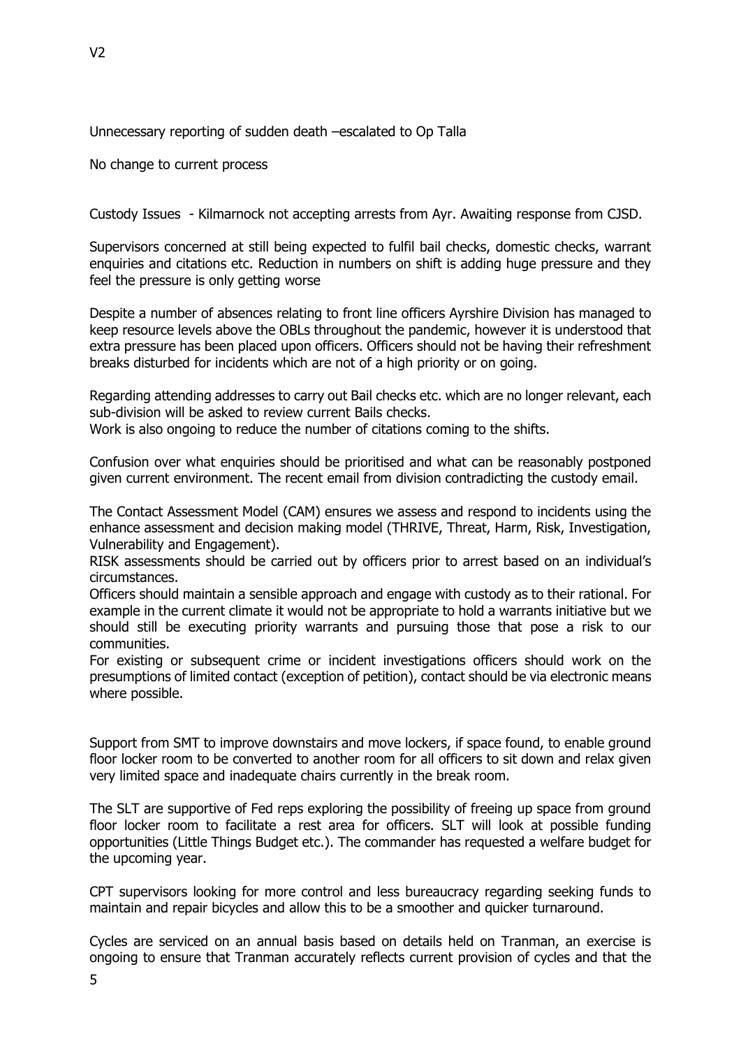Unnecessary reporting of sudden death –escalated to Op Talla

No change to current process

Custody Issues - Kilmarnock not accepting arrests from Ayr. Awaiting response from CJSD.

Supervisors concerned at still being expected to fulfil bail checks, domestic checks, warrant enquiries and citations etc. Reduction in numbers on shift is adding huge pressure and they feel the pressure is only getting worse

Despite a number of absences relating to front line officers Ayrshire Division has managed to keep resource levels above the OBLs throughout the pandemic, however it is understood that extra pressure has been placed upon officers. Officers should not be having their refreshment breaks disturbed for incidents which are not of a high priority or on going.

Regarding attending addresses to carry out Bail checks etc. which are no longer relevant, each sub-division will be asked to review current Bails checks.
Work is also ongoing to reduce the number of citations coming to the shifts.

Confusion over what enquiries should be prioritised and what can be reasonably postponed given current environment. The recent email from division contradicting the custody email.

The Contact Assessment Model (CAM) ensures we assess and respond to incidents using the enhance assessment and decision making model (THRIVE, Threat, Harm, Risk, Investigation, Vulnerability and Engagement).
RISK assessments should be carried out by officers prior to arrest based on an individual's circumstances.
Officers should maintain a sensible approach and engage with custody as to their rational. For example in the current climate it would not be appropriate to hold a warrants initiative but we should still be executing priority warrants and pursuing those that pose a risk to our communities.
For existing or subsequent crime or incident investigations officers should work on the presumptions of limited contact (exception of petition), contact should be via electronic means where possible.

Support from SMT to improve downstairs and move lockers, if space found, to enable ground floor locker room to be converted to another room for all officers to sit down and relax given very limited space and inadequate chairs currently in the break room.

The SLT are supportive of Fed reps exploring the possibility of freeing up space from ground floor locker room to facilitate a rest area for officers. SLT will look at possible funding opportunities (Little Things Budget etc.). The commander has requested a welfare budget for the upcoming year.

CPT supervisors looking for more control and less bureaucracy regarding seeking funds to maintain and repair bicycles and allow this to be a smoother and quicker turnaround.

Cycles are serviced on an annual basis based on details held on Tranman, an exercise is ongoing to ensure that Tranman accurately reflects current provision of cycles and that the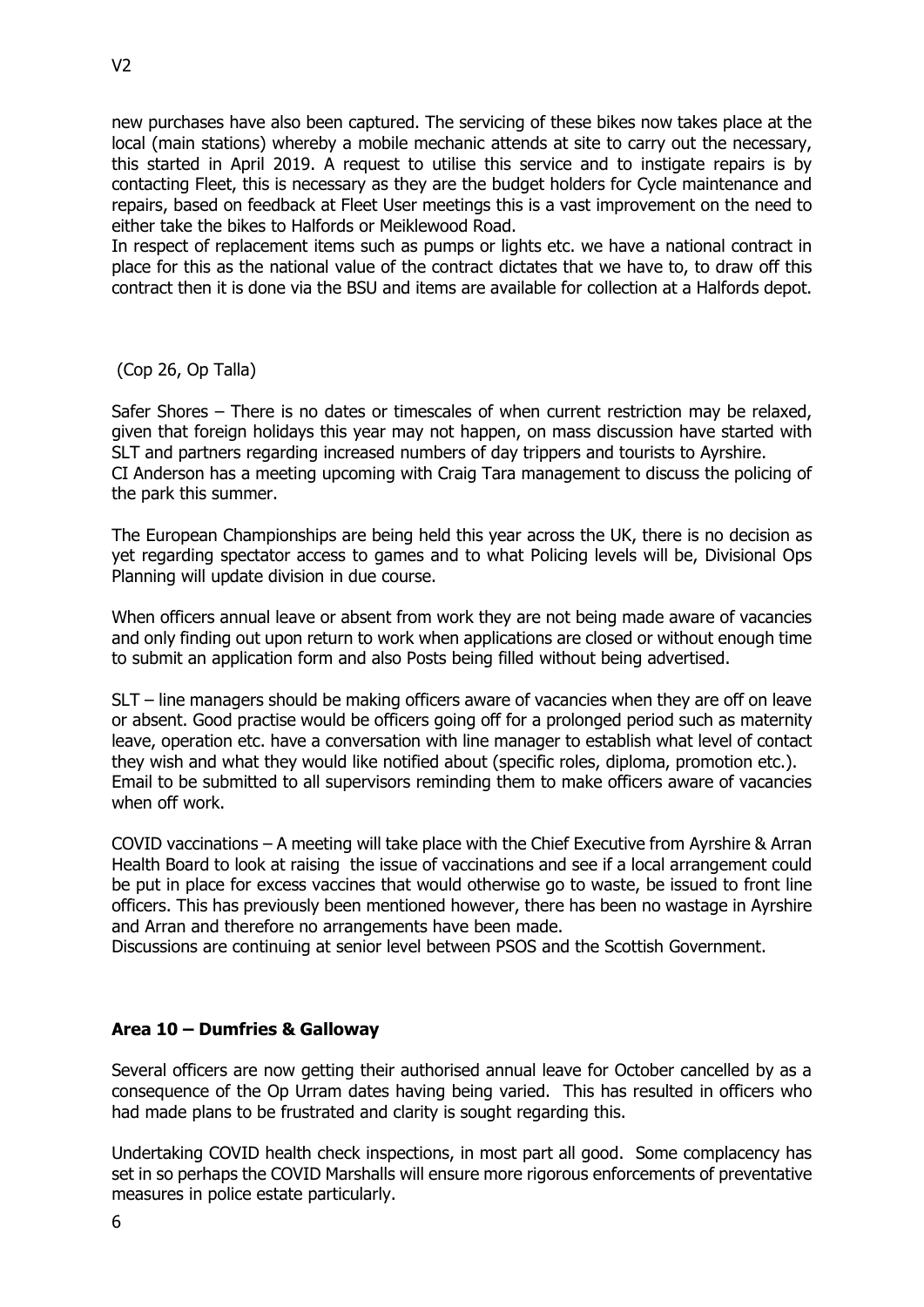new purchases have also been captured. The servicing of these bikes now takes place at the local (main stations) whereby a mobile mechanic attends at site to carry out the necessary, this started in April 2019. A request to utilise this service and to instigate repairs is by contacting Fleet, this is necessary as they are the budget holders for Cycle maintenance and repairs, based on feedback at Fleet User meetings this is a vast improvement on the need to either take the bikes to Halfords or Meiklewood Road.
In respect of replacement items such as pumps or lights etc. we have a national contract in place for this as the national value of the contract dictates that we have to, to draw off this contract then it is done via the BSU and items are available for collection at a Halfords depot.

(Cop 26, Op Talla)

Safer Shores – There is no dates or timescales of when current restriction may be relaxed, given that foreign holidays this year may not happen, on mass discussion have started with SLT and partners regarding increased numbers of day trippers and tourists to Ayrshire.
CI Anderson has a meeting upcoming with Craig Tara management to discuss the policing of the park this summer.

The European Championships are being held this year across the UK, there is no decision as yet regarding spectator access to games and to what Policing levels will be, Divisional Ops Planning will update division in due course.

When officers annual leave or absent from work they are not being made aware of vacancies and only finding out upon return to work when applications are closed or without enough time to submit an application form and also Posts being filled without being advertised.

SLT – line managers should be making officers aware of vacancies when they are off on leave or absent. Good practise would be officers going off for a prolonged period such as maternity leave, operation etc. have a conversation with line manager to establish what level of contact they wish and what they would like notified about (specific roles, diploma, promotion etc.).
Email to be submitted to all supervisors reminding them to make officers aware of vacancies when off work.

COVID vaccinations – A meeting will take place with the Chief Executive from Ayrshire & Arran Health Board to look at raising the issue of vaccinations and see if a local arrangement could be put in place for excess vaccines that would otherwise go to waste, be issued to front line officers. This has previously been mentioned however, there has been no wastage in Ayrshire and Arran and therefore no arrangements have been made.
Discussions are continuing at senior level between PSOS and the Scottish Government.

**Area 10 – Dumfries & Galloway**

Several officers are now getting their authorised annual leave for October cancelled by as a consequence of the Op Urram dates having being varied. This has resulted in officers who had made plans to be frustrated and clarity is sought regarding this.

Undertaking COVID health check inspections, in most part all good. Some complacency has set in so perhaps the COVID Marshalls will ensure more rigorous enforcements of preventative measures in police estate particularly.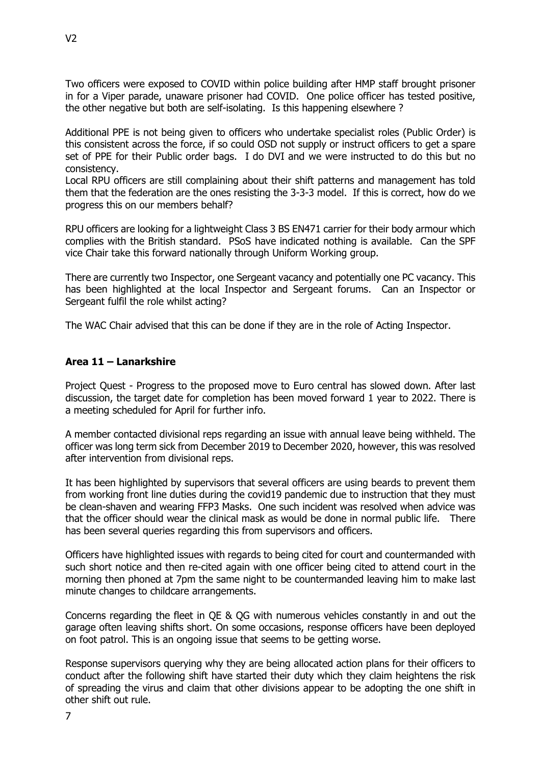Two officers were exposed to COVID within police building after HMP staff brought prisoner in for a Viper parade, unaware prisoner had COVID. One police officer has tested positive, the other negative but both are self-isolating. Is this happening elsewhere ?

Additional PPE is not being given to officers who undertake specialist roles (Public Order) is this consistent across the force, if so could OSD not supply or instruct officers to get a spare set of PPE for their Public order bags. I do DVI and we were instructed to do this but no consistency.

Local RPU officers are still complaining about their shift patterns and management has told them that the federation are the ones resisting the 3-3-3 model. If this is correct, how do we progress this on our members behalf?

RPU officers are looking for a lightweight Class 3 BS EN471 carrier for their body armour which complies with the British standard. PSoS have indicated nothing is available. Can the SPF vice Chair take this forward nationally through Uniform Working group.

There are currently two Inspector, one Sergeant vacancy and potentially one PC vacancy. This has been highlighted at the local Inspector and Sergeant forums. Can an Inspector or Sergeant fulfil the role whilst acting?

The WAC Chair advised that this can be done if they are in the role of Acting Inspector.

## Area 11 – Lanarkshire

Project Quest - Progress to the proposed move to Euro central has slowed down. After last discussion, the target date for completion has been moved forward 1 year to 2022. There is a meeting scheduled for April for further info.

A member contacted divisional reps regarding an issue with annual leave being withheld. The officer was long term sick from December 2019 to December 2020, however, this was resolved after intervention from divisional reps.

It has been highlighted by supervisors that several officers are using beards to prevent them from working front line duties during the covid19 pandemic due to instruction that they must be clean-shaven and wearing FFP3 Masks. One such incident was resolved when advice was that the officer should wear the clinical mask as would be done in normal public life. There has been several queries regarding this from supervisors and officers.

Officers have highlighted issues with regards to being cited for court and countermanded with such short notice and then re-cited again with one officer being cited to attend court in the morning then phoned at 7pm the same night to be countermanded leaving him to make last minute changes to childcare arrangements.

Concerns regarding the fleet in QE & QG with numerous vehicles constantly in and out the garage often leaving shifts short. On some occasions, response officers have been deployed on foot patrol. This is an ongoing issue that seems to be getting worse.

Response supervisors querying why they are being allocated action plans for their officers to conduct after the following shift have started their duty which they claim heightens the risk of spreading the virus and claim that other divisions appear to be adopting the one shift in other shift out rule.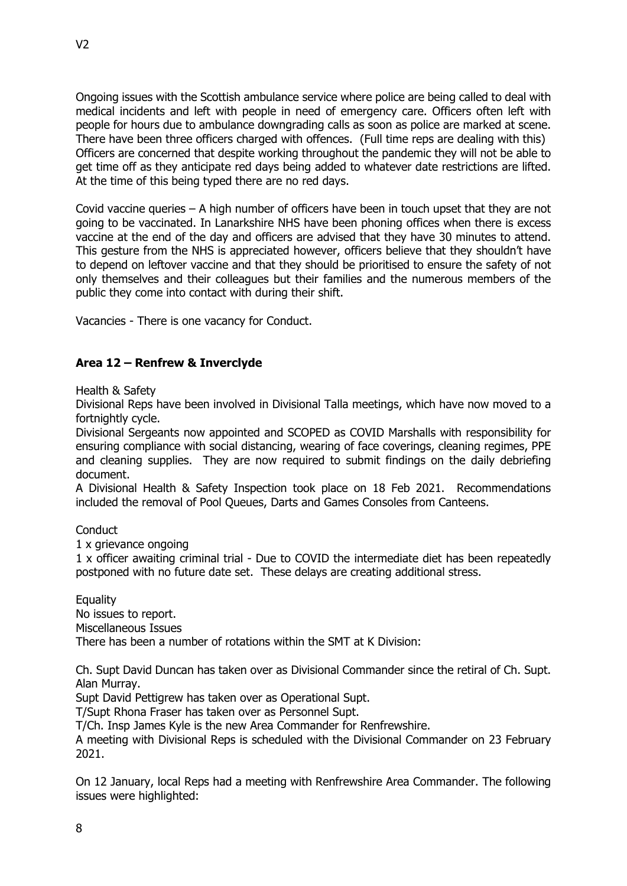Ongoing issues with the Scottish ambulance service where police are being called to deal with medical incidents and left with people in need of emergency care. Officers often left with people for hours due to ambulance downgrading calls as soon as police are marked at scene. There have been three officers charged with offences. (Full time reps are dealing with this)
Officers are concerned that despite working throughout the pandemic they will not be able to get time off as they anticipate red days being added to whatever date restrictions are lifted. At the time of this being typed there are no red days.

Covid vaccine queries – A high number of officers have been in touch upset that they are not going to be vaccinated. In Lanarkshire NHS have been phoning offices when there is excess vaccine at the end of the day and officers are advised that they have 30 minutes to attend. This gesture from the NHS is appreciated however, officers believe that they shouldn't have to depend on leftover vaccine and that they should be prioritised to ensure the safety of not only themselves and their colleagues but their families and the numerous members of the public they come into contact with during their shift.

Vacancies - There is one vacancy for Conduct.

### Area 12 – Renfrew & Inverclyde

Health & Safety

Divisional Reps have been involved in Divisional Talla meetings, which have now moved to a fortnightly cycle.

Divisional Sergeants now appointed and SCOPED as COVID Marshalls with responsibility for ensuring compliance with social distancing, wearing of face coverings, cleaning regimes, PPE and cleaning supplies. They are now required to submit findings on the daily debriefing document.

A Divisional Health & Safety Inspection took place on 18 Feb 2021. Recommendations included the removal of Pool Queues, Darts and Games Consoles from Canteens.

Conduct

1 x grievance ongoing

1 x officer awaiting criminal trial - Due to COVID the intermediate diet has been repeatedly postponed with no future date set. These delays are creating additional stress.

Equality

No issues to report.

Miscellaneous Issues

There has been a number of rotations within the SMT at K Division:

Ch. Supt David Duncan has taken over as Divisional Commander since the retiral of Ch. Supt. Alan Murray.

Supt David Pettigrew has taken over as Operational Supt.

T/Supt Rhona Fraser has taken over as Personnel Supt.

T/Ch. Insp James Kyle is the new Area Commander for Renfrewshire.

A meeting with Divisional Reps is scheduled with the Divisional Commander on 23 February 2021.

On 12 January, local Reps had a meeting with Renfrewshire Area Commander. The following issues were highlighted: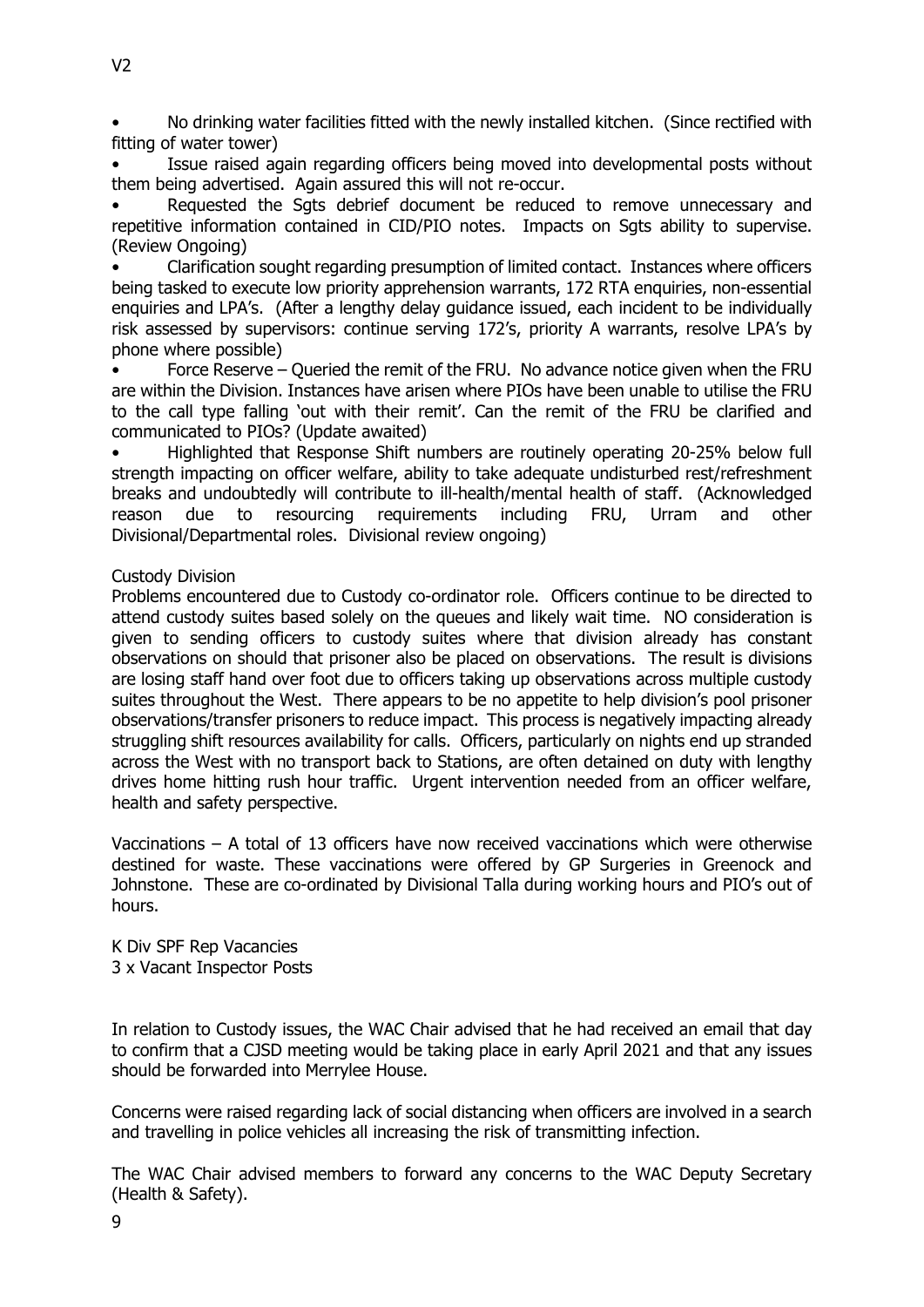- No drinking water facilities fitted with the newly installed kitchen. (Since rectified with fitting of water tower)
- Issue raised again regarding officers being moved into developmental posts without them being advertised. Again assured this will not re-occur.
- Requested the Sgts debrief document be reduced to remove unnecessary and repetitive information contained in CID/PIO notes. Impacts on Sgts ability to supervise. (Review Ongoing)
- Clarification sought regarding presumption of limited contact. Instances where officers being tasked to execute low priority apprehension warrants, 172 RTA enquiries, non-essential enquiries and LPA's. (After a lengthy delay guidance issued, each incident to be individually risk assessed by supervisors: continue serving 172's, priority A warrants, resolve LPA's by phone where possible)
- Force Reserve – Queried the remit of the FRU. No advance notice given when the FRU are within the Division. Instances have arisen where PIOs have been unable to utilise the FRU to the call type falling 'out with their remit'. Can the remit of the FRU be clarified and communicated to PIOs? (Update awaited)
- Highlighted that Response Shift numbers are routinely operating 20-25% below full strength impacting on officer welfare, ability to take adequate undisturbed rest/refreshment breaks and undoubtedly will contribute to ill-health/mental health of staff. (Acknowledged reason due to resourcing requirements including FRU, Urram and other Divisional/Departmental roles. Divisional review ongoing)

Custody Division

Problems encountered due to Custody co-ordinator role. Officers continue to be directed to attend custody suites based solely on the queues and likely wait time. NO consideration is given to sending officers to custody suites where that division already has constant observations on should that prisoner also be placed on observations. The result is divisions are losing staff hand over foot due to officers taking up observations across multiple custody suites throughout the West. There appears to be no appetite to help division's pool prisoner observations/transfer prisoners to reduce impact. This process is negatively impacting already struggling shift resources availability for calls. Officers, particularly on nights end up stranded across the West with no transport back to Stations, are often detained on duty with lengthy drives home hitting rush hour traffic. Urgent intervention needed from an officer welfare, health and safety perspective.

Vaccinations – A total of 13 officers have now received vaccinations which were otherwise destined for waste. These vaccinations were offered by GP Surgeries in Greenock and Johnstone. These are co-ordinated by Divisional Talla during working hours and PIO's out of hours.

K Div SPF Rep Vacancies
3 x Vacant Inspector Posts

In relation to Custody issues, the WAC Chair advised that he had received an email that day to confirm that a CJSD meeting would be taking place in early April 2021 and that any issues should be forwarded into Merrylee House.

Concerns were raised regarding lack of social distancing when officers are involved in a search and travelling in police vehicles all increasing the risk of transmitting infection.

The WAC Chair advised members to forward any concerns to the WAC Deputy Secretary (Health & Safety).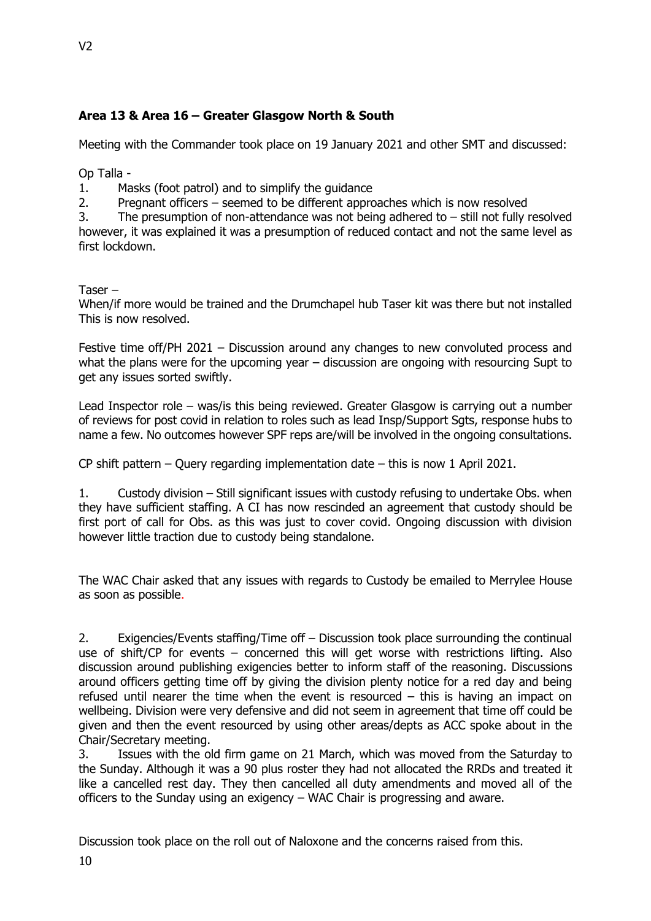## Area 13 & Area 16 – Greater Glasgow North & South

Meeting with the Commander took place on 19 January 2021 and other SMT and discussed:

Op Talla -

1. Masks (foot patrol) and to simplify the guidance
2. Pregnant officers – seemed to be different approaches which is now resolved
3. The presumption of non-attendance was not being adhered to – still not fully resolved however, it was explained it was a presumption of reduced contact and not the same level as first lockdown.

Taser –
When/if more would be trained and the Drumchapel hub Taser kit was there but not installed This is now resolved.

Festive time off/PH 2021 – Discussion around any changes to new convoluted process and what the plans were for the upcoming year – discussion are ongoing with resourcing Supt to get any issues sorted swiftly.

Lead Inspector role – was/is this being reviewed. Greater Glasgow is carrying out a number of reviews for post covid in relation to roles such as lead Insp/Support Sgts, response hubs to name a few. No outcomes however SPF reps are/will be involved in the ongoing consultations.

CP shift pattern – Query regarding implementation date – this is now 1 April 2021.

1. Custody division – Still significant issues with custody refusing to undertake Obs. when they have sufficient staffing. A CI has now rescinded an agreement that custody should be first port of call for Obs. as this was just to cover covid. Ongoing discussion with division however little traction due to custody being standalone.

The WAC Chair asked that any issues with regards to Custody be emailed to Merrylee House as soon as possible.

2. Exigencies/Events staffing/Time off – Discussion took place surrounding the continual use of shift/CP for events – concerned this will get worse with restrictions lifting. Also discussion around publishing exigencies better to inform staff of the reasoning. Discussions around officers getting time off by giving the division plenty notice for a red day and being refused until nearer the time when the event is resourced – this is having an impact on wellbeing. Division were very defensive and did not seem in agreement that time off could be given and then the event resourced by using other areas/depts as ACC spoke about in the Chair/Secretary meeting.
3. Issues with the old firm game on 21 March, which was moved from the Saturday to the Sunday. Although it was a 90 plus roster they had not allocated the RRDs and treated it like a cancelled rest day. They then cancelled all duty amendments and moved all of the officers to the Sunday using an exigency – WAC Chair is progressing and aware.

Discussion took place on the roll out of Naloxone and the concerns raised from this.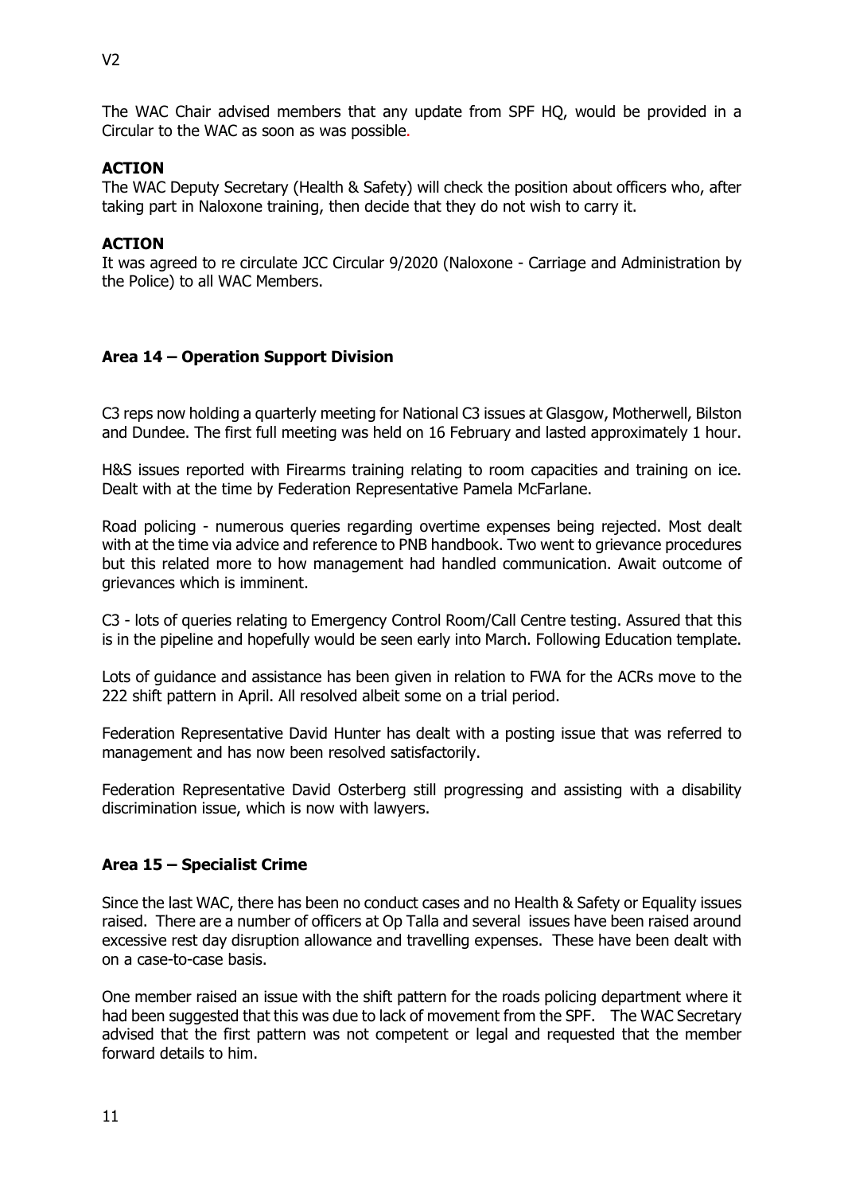The WAC Chair advised members that any update from SPF HQ, would be provided in a Circular to the WAC as soon as was possible.

**ACTION**
The WAC Deputy Secretary (Health & Safety) will check the position about officers who, after taking part in Naloxone training, then decide that they do not wish to carry it.

**ACTION**
It was agreed to re circulate JCC Circular 9/2020 (Naloxone - Carriage and Administration by the Police) to all WAC Members.

### Area 14 – Operation Support Division

C3 reps now holding a quarterly meeting for National C3 issues at Glasgow, Motherwell, Bilston and Dundee. The first full meeting was held on 16 February and lasted approximately 1 hour.

H&S issues reported with Firearms training relating to room capacities and training on ice. Dealt with at the time by Federation Representative Pamela McFarlane.

Road policing - numerous queries regarding overtime expenses being rejected. Most dealt with at the time via advice and reference to PNB handbook. Two went to grievance procedures but this related more to how management had handled communication. Await outcome of grievances which is imminent.

C3 - lots of queries relating to Emergency Control Room/Call Centre testing. Assured that this is in the pipeline and hopefully would be seen early into March. Following Education template.

Lots of guidance and assistance has been given in relation to FWA for the ACRs move to the 222 shift pattern in April. All resolved albeit some on a trial period.

Federation Representative David Hunter has dealt with a posting issue that was referred to management and has now been resolved satisfactorily.

Federation Representative David Osterberg still progressing and assisting with a disability discrimination issue, which is now with lawyers.

### Area 15 – Specialist Crime

Since the last WAC, there has been no conduct cases and no Health & Safety or Equality issues raised. There are a number of officers at Op Talla and several issues have been raised around excessive rest day disruption allowance and travelling expenses. These have been dealt with on a case-to-case basis.

One member raised an issue with the shift pattern for the roads policing department where it had been suggested that this was due to lack of movement from the SPF. The WAC Secretary advised that the first pattern was not competent or legal and requested that the member forward details to him.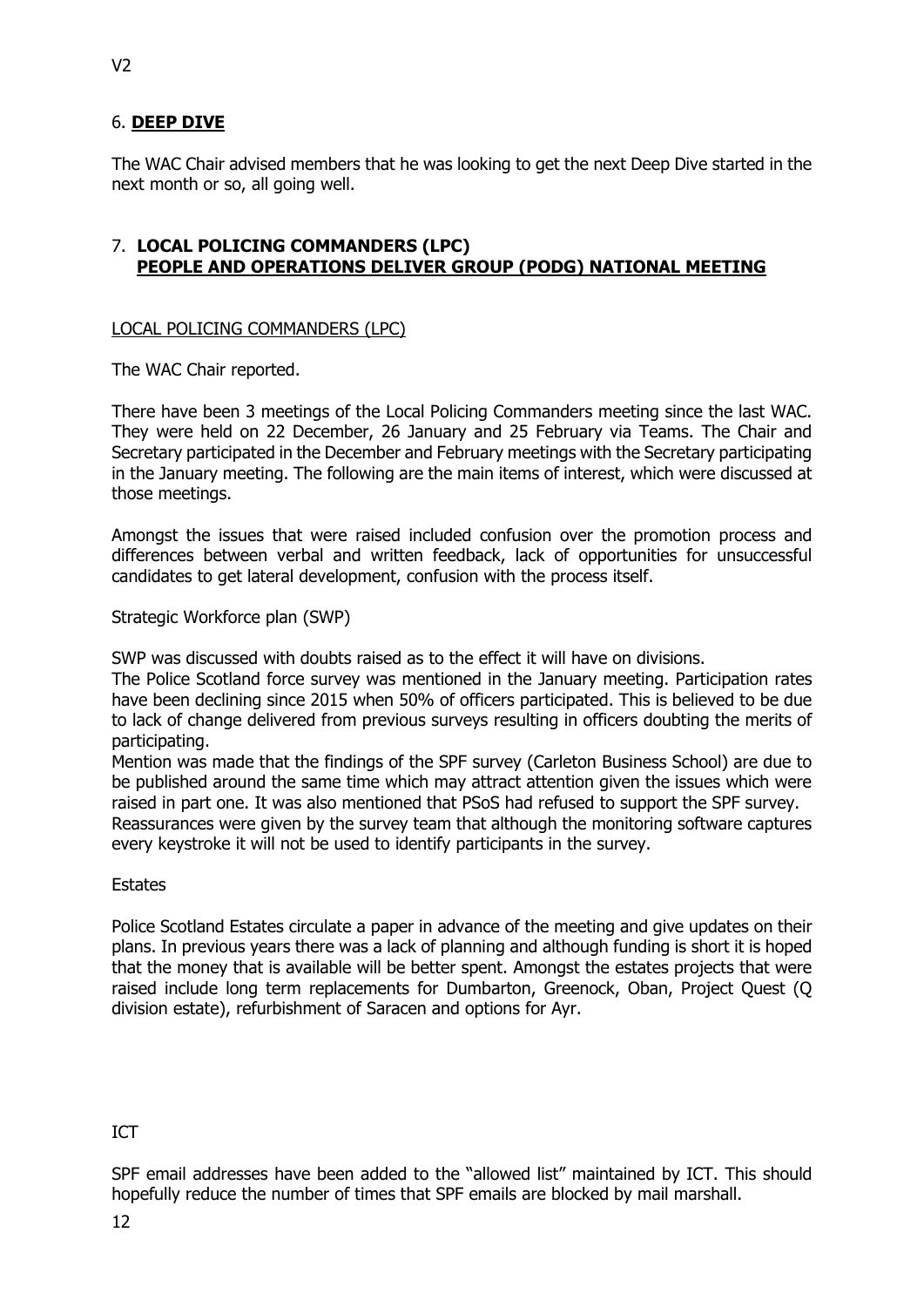## 6. **DEEP DIVE**

The WAC Chair advised members that he was looking to get the next Deep Dive started in the next month or so, all going well.

## 7. **LOCAL POLICING COMMANDERS (LPC) PEOPLE AND OPERATIONS DELIVER GROUP (PODG) NATIONAL MEETING**

LOCAL POLICING COMMANDERS (LPC)

The WAC Chair reported.

There have been 3 meetings of the Local Policing Commanders meeting since the last WAC. They were held on 22 December, 26 January and 25 February via Teams. The Chair and Secretary participated in the December and February meetings with the Secretary participating in the January meeting. The following are the main items of interest, which were discussed at those meetings.

Amongst the issues that were raised included confusion over the promotion process and differences between verbal and written feedback, lack of opportunities for unsuccessful candidates to get lateral development, confusion with the process itself.

Strategic Workforce plan (SWP)

SWP was discussed with doubts raised as to the effect it will have on divisions.

The Police Scotland force survey was mentioned in the January meeting. Participation rates have been declining since 2015 when 50% of officers participated. This is believed to be due to lack of change delivered from previous surveys resulting in officers doubting the merits of participating.

Mention was made that the findings of the SPF survey (Carleton Business School) are due to be published around the same time which may attract attention given the issues which were raised in part one. It was also mentioned that PSoS had refused to support the SPF survey.

Reassurances were given by the survey team that although the monitoring software captures every keystroke it will not be used to identify participants in the survey.

Estates

Police Scotland Estates circulate a paper in advance of the meeting and give updates on their plans. In previous years there was a lack of planning and although funding is short it is hoped that the money that is available will be better spent. Amongst the estates projects that were raised include long term replacements for Dumbarton, Greenock, Oban, Project Quest (Q division estate), refurbishment of Saracen and options for Ayr.

ICT

SPF email addresses have been added to the "allowed list" maintained by ICT. This should hopefully reduce the number of times that SPF emails are blocked by mail marshall.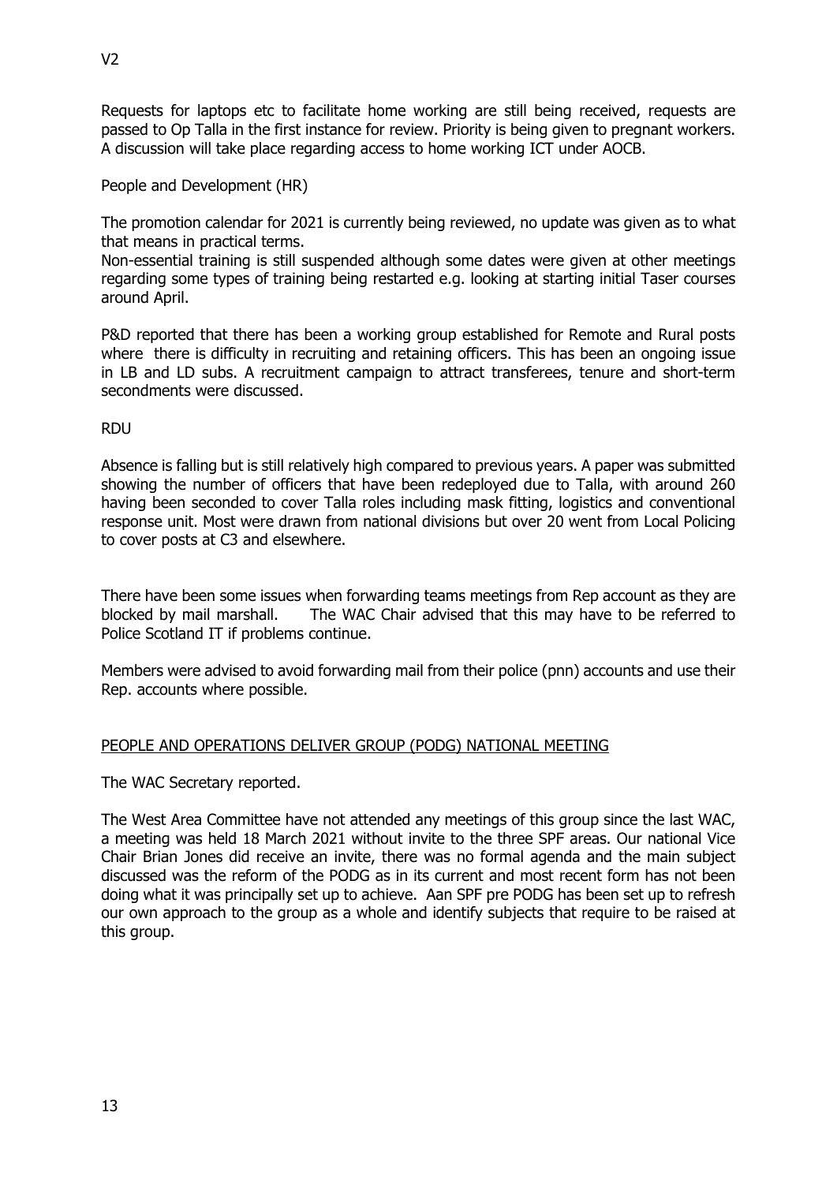Requests for laptops etc to facilitate home working are still being received, requests are passed to Op Talla in the first instance for review. Priority is being given to pregnant workers. A discussion will take place regarding access to home working ICT under AOCB.

People and Development (HR)

The promotion calendar for 2021 is currently being reviewed, no update was given as to what that means in practical terms.
Non-essential training is still suspended although some dates were given at other meetings regarding some types of training being restarted e.g. looking at starting initial Taser courses around April.

P&D reported that there has been a working group established for Remote and Rural posts where there is difficulty in recruiting and retaining officers. This has been an ongoing issue in LB and LD subs. A recruitment campaign to attract transferees, tenure and short-term secondments were discussed.

RDU

Absence is falling but is still relatively high compared to previous years. A paper was submitted showing the number of officers that have been redeployed due to Talla, with around 260 having been seconded to cover Talla roles including mask fitting, logistics and conventional response unit. Most were drawn from national divisions but over 20 went from Local Policing to cover posts at C3 and elsewhere.

There have been some issues when forwarding teams meetings from Rep account as they are blocked by mail marshall. The WAC Chair advised that this may have to be referred to Police Scotland IT if problems continue.

Members were advised to avoid forwarding mail from their police (pnn) accounts and use their Rep. accounts where possible.

## PEOPLE AND OPERATIONS DELIVER GROUP (PODG) NATIONAL MEETING

The WAC Secretary reported.

The West Area Committee have not attended any meetings of this group since the last WAC, a meeting was held 18 March 2021 without invite to the three SPF areas. Our national Vice Chair Brian Jones did receive an invite, there was no formal agenda and the main subject discussed was the reform of the PODG as in its current and most recent form has not been doing what it was principally set up to achieve. Aan SPF pre PODG has been set up to refresh our own approach to the group as a whole and identify subjects that require to be raised at this group.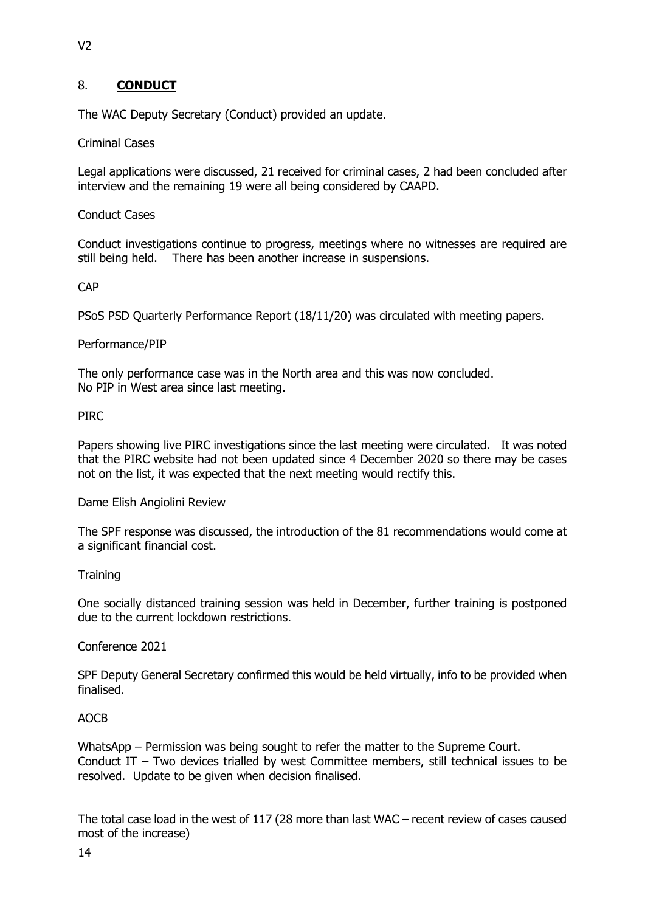## 8. **CONDUCT**

The WAC Deputy Secretary (Conduct) provided an update.

Criminal Cases

Legal applications were discussed, 21 received for criminal cases, 2 had been concluded after interview and the remaining 19 were all being considered by CAAPD.

Conduct Cases

Conduct investigations continue to progress, meetings where no witnesses are required are still being held. There has been another increase in suspensions.

CAP

PSoS PSD Quarterly Performance Report (18/11/20) was circulated with meeting papers.

Performance/PIP

The only performance case was in the North area and this was now concluded.
No PIP in West area since last meeting.

PIRC

Papers showing live PIRC investigations since the last meeting were circulated. It was noted that the PIRC website had not been updated since 4 December 2020 so there may be cases not on the list, it was expected that the next meeting would rectify this.

Dame Elish Angiolini Review

The SPF response was discussed, the introduction of the 81 recommendations would come at a significant financial cost.

Training

One socially distanced training session was held in December, further training is postponed due to the current lockdown restrictions.

Conference 2021

SPF Deputy General Secretary confirmed this would be held virtually, info to be provided when finalised.

AOCB

WhatsApp – Permission was being sought to refer the matter to the Supreme Court.
Conduct IT – Two devices trialled by west Committee members, still technical issues to be resolved. Update to be given when decision finalised.

The total case load in the west of 117 (28 more than last WAC – recent review of cases caused most of the increase)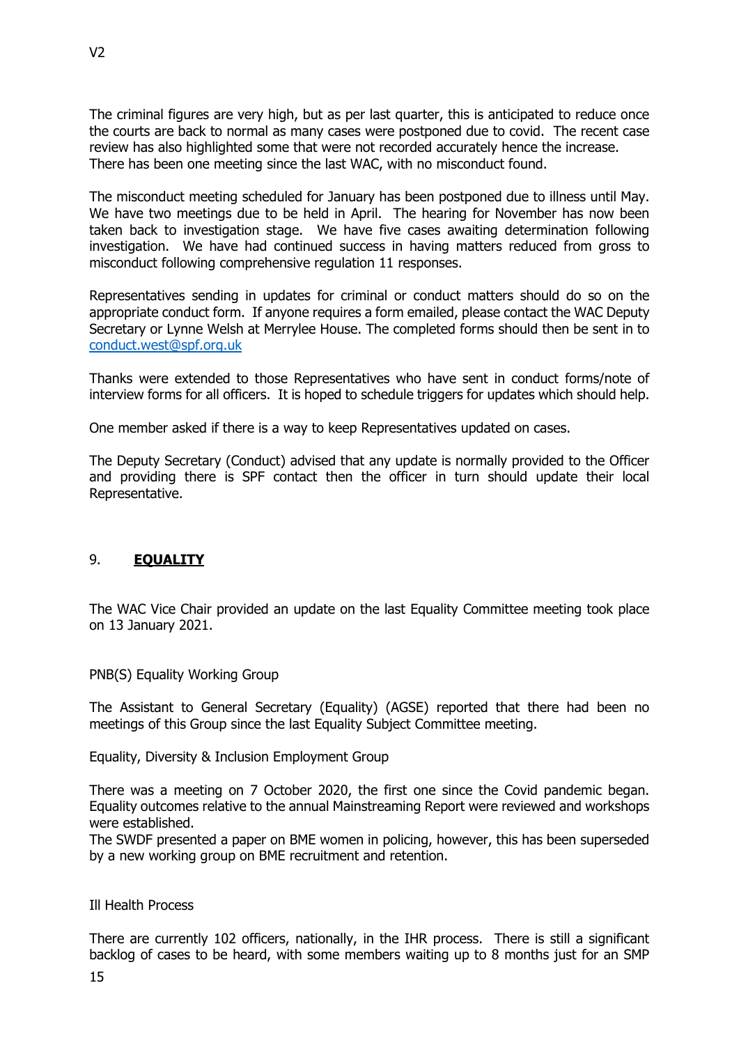The criminal figures are very high, but as per last quarter, this is anticipated to reduce once the courts are back to normal as many cases were postponed due to covid. The recent case review has also highlighted some that were not recorded accurately hence the increase. There has been one meeting since the last WAC, with no misconduct found.

The misconduct meeting scheduled for January has been postponed due to illness until May. We have two meetings due to be held in April. The hearing for November has now been taken back to investigation stage. We have five cases awaiting determination following investigation. We have had continued success in having matters reduced from gross to misconduct following comprehensive regulation 11 responses.

Representatives sending in updates for criminal or conduct matters should do so on the appropriate conduct form. If anyone requires a form emailed, please contact the WAC Deputy Secretary or Lynne Welsh at Merrylee House. The completed forms should then be sent in to conduct.west@spf.org.uk

Thanks were extended to those Representatives who have sent in conduct forms/note of interview forms for all officers. It is hoped to schedule triggers for updates which should help.

One member asked if there is a way to keep Representatives updated on cases.

The Deputy Secretary (Conduct) advised that any update is normally provided to the Officer and providing there is SPF contact then the officer in turn should update their local Representative.

## 9. **EQUALITY**

The WAC Vice Chair provided an update on the last Equality Committee meeting took place on 13 January 2021.

PNB(S) Equality Working Group

The Assistant to General Secretary (Equality) (AGSE) reported that there had been no meetings of this Group since the last Equality Subject Committee meeting.

Equality, Diversity & Inclusion Employment Group

There was a meeting on 7 October 2020, the first one since the Covid pandemic began. Equality outcomes relative to the annual Mainstreaming Report were reviewed and workshops were established.
The SWDF presented a paper on BME women in policing, however, this has been superseded by a new working group on BME recruitment and retention.

Ill Health Process

There are currently 102 officers, nationally, in the IHR process. There is still a significant backlog of cases to be heard, with some members waiting up to 8 months just for an SMP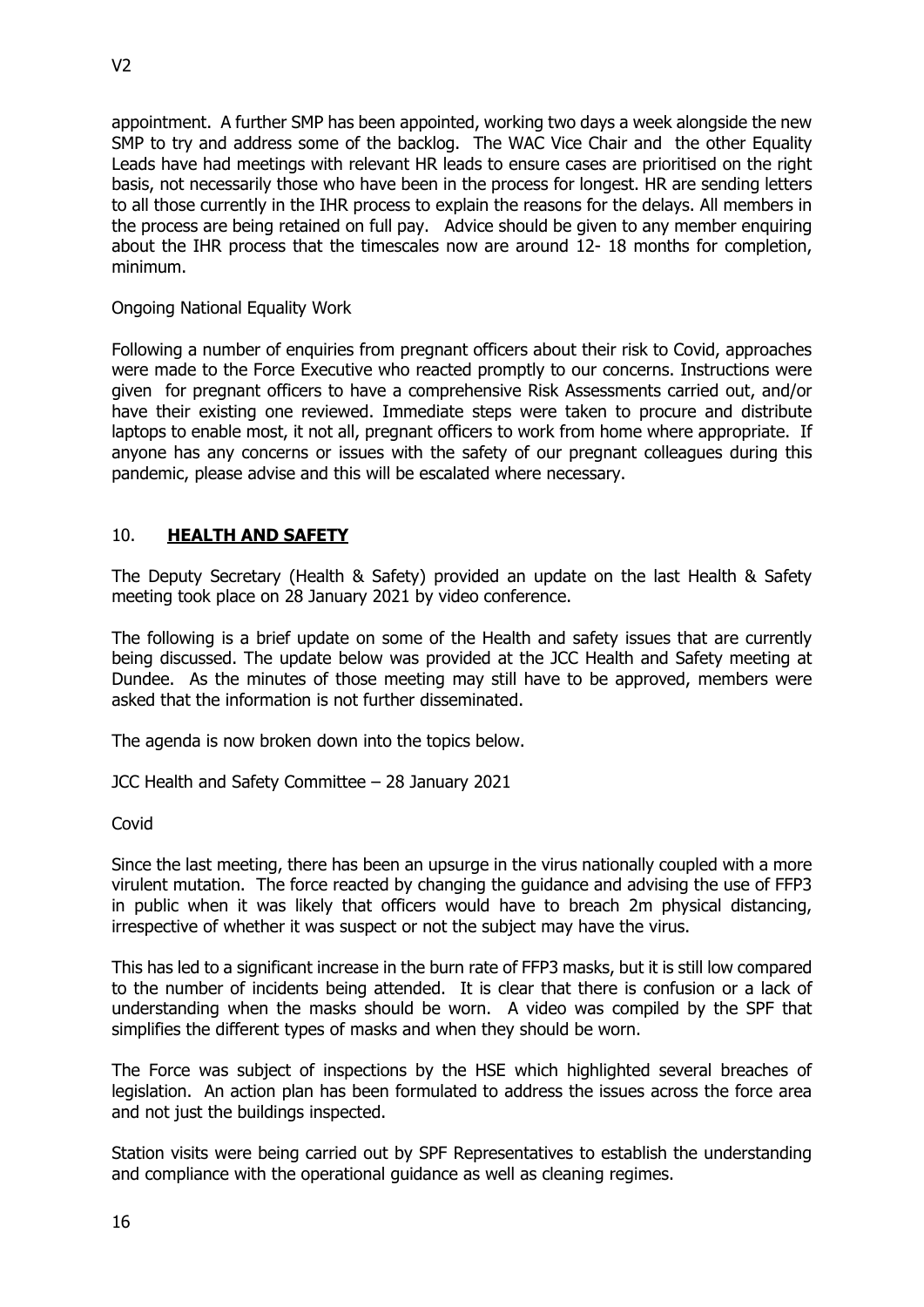appointment. A further SMP has been appointed, working two days a week alongside the new SMP to try and address some of the backlog. The WAC Vice Chair and the other Equality Leads have had meetings with relevant HR leads to ensure cases are prioritised on the right basis, not necessarily those who have been in the process for longest. HR are sending letters to all those currently in the IHR process to explain the reasons for the delays. All members in the process are being retained on full pay. Advice should be given to any member enquiring about the IHR process that the timescales now are around 12- 18 months for completion, minimum.

Ongoing National Equality Work

Following a number of enquiries from pregnant officers about their risk to Covid, approaches were made to the Force Executive who reacted promptly to our concerns. Instructions were given for pregnant officers to have a comprehensive Risk Assessments carried out, and/or have their existing one reviewed. Immediate steps were taken to procure and distribute laptops to enable most, it not all, pregnant officers to work from home where appropriate. If anyone has any concerns or issues with the safety of our pregnant colleagues during this pandemic, please advise and this will be escalated where necessary.

## 10. **HEALTH AND SAFETY**

The Deputy Secretary (Health & Safety) provided an update on the last Health & Safety meeting took place on 28 January 2021 by video conference.

The following is a brief update on some of the Health and safety issues that are currently being discussed. The update below was provided at the JCC Health and Safety meeting at Dundee. As the minutes of those meeting may still have to be approved, members were asked that the information is not further disseminated.

The agenda is now broken down into the topics below.

JCC Health and Safety Committee – 28 January 2021

Covid

Since the last meeting, there has been an upsurge in the virus nationally coupled with a more virulent mutation. The force reacted by changing the guidance and advising the use of FFP3 in public when it was likely that officers would have to breach 2m physical distancing, irrespective of whether it was suspect or not the subject may have the virus.

This has led to a significant increase in the burn rate of FFP3 masks, but it is still low compared to the number of incidents being attended. It is clear that there is confusion or a lack of understanding when the masks should be worn. A video was compiled by the SPF that simplifies the different types of masks and when they should be worn.

The Force was subject of inspections by the HSE which highlighted several breaches of legislation. An action plan has been formulated to address the issues across the force area and not just the buildings inspected.

Station visits were being carried out by SPF Representatives to establish the understanding and compliance with the operational guidance as well as cleaning regimes.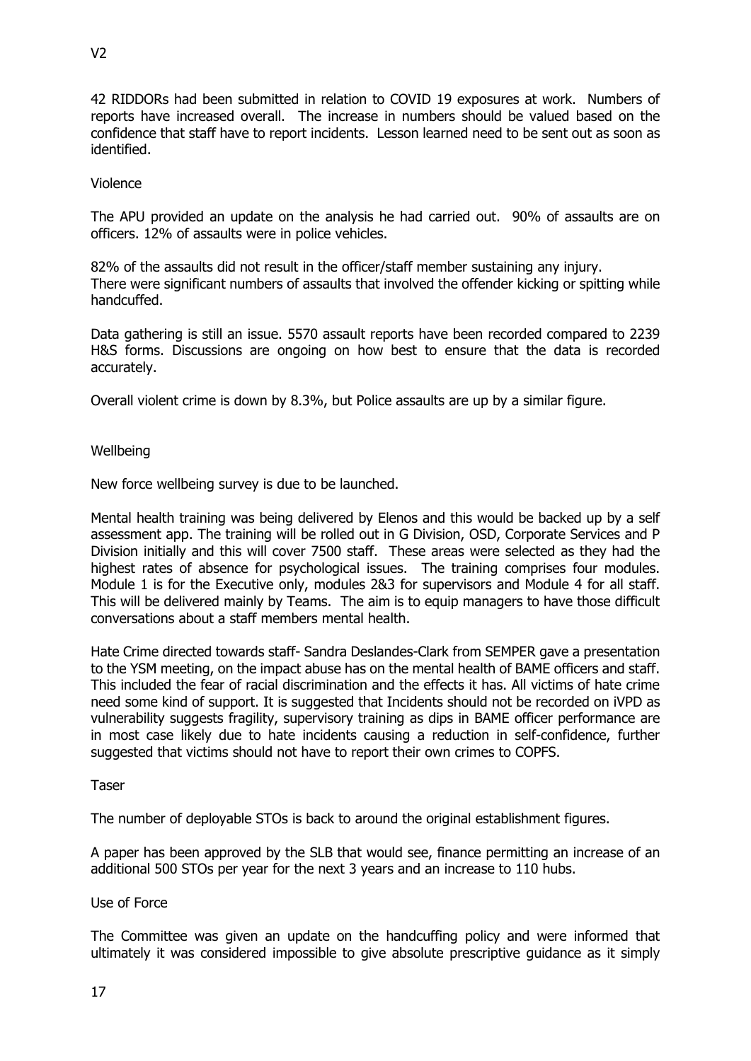42 RIDDORs had been submitted in relation to COVID 19 exposures at work. Numbers of reports have increased overall. The increase in numbers should be valued based on the confidence that staff have to report incidents. Lesson learned need to be sent out as soon as identified.

Violence

The APU provided an update on the analysis he had carried out. 90% of assaults are on officers. 12% of assaults were in police vehicles.

82% of the assaults did not result in the officer/staff member sustaining any injury.
There were significant numbers of assaults that involved the offender kicking or spitting while handcuffed.

Data gathering is still an issue. 5570 assault reports have been recorded compared to 2239 H&S forms. Discussions are ongoing on how best to ensure that the data is recorded accurately.

Overall violent crime is down by 8.3%, but Police assaults are up by a similar figure.

Wellbeing

New force wellbeing survey is due to be launched.

Mental health training was being delivered by Elenos and this would be backed up by a self assessment app. The training will be rolled out in G Division, OSD, Corporate Services and P Division initially and this will cover 7500 staff. These areas were selected as they had the highest rates of absence for psychological issues. The training comprises four modules. Module 1 is for the Executive only, modules 2&3 for supervisors and Module 4 for all staff. This will be delivered mainly by Teams. The aim is to equip managers to have those difficult conversations about a staff members mental health.

Hate Crime directed towards staff- Sandra Deslandes-Clark from SEMPER gave a presentation to the YSM meeting, on the impact abuse has on the mental health of BAME officers and staff. This included the fear of racial discrimination and the effects it has. All victims of hate crime need some kind of support. It is suggested that Incidents should not be recorded on iVPD as vulnerability suggests fragility, supervisory training as dips in BAME officer performance are in most case likely due to hate incidents causing a reduction in self-confidence, further suggested that victims should not have to report their own crimes to COPFS.

Taser

The number of deployable STOs is back to around the original establishment figures.

A paper has been approved by the SLB that would see, finance permitting an increase of an additional 500 STOs per year for the next 3 years and an increase to 110 hubs.

Use of Force

The Committee was given an update on the handcuffing policy and were informed that ultimately it was considered impossible to give absolute prescriptive guidance as it simply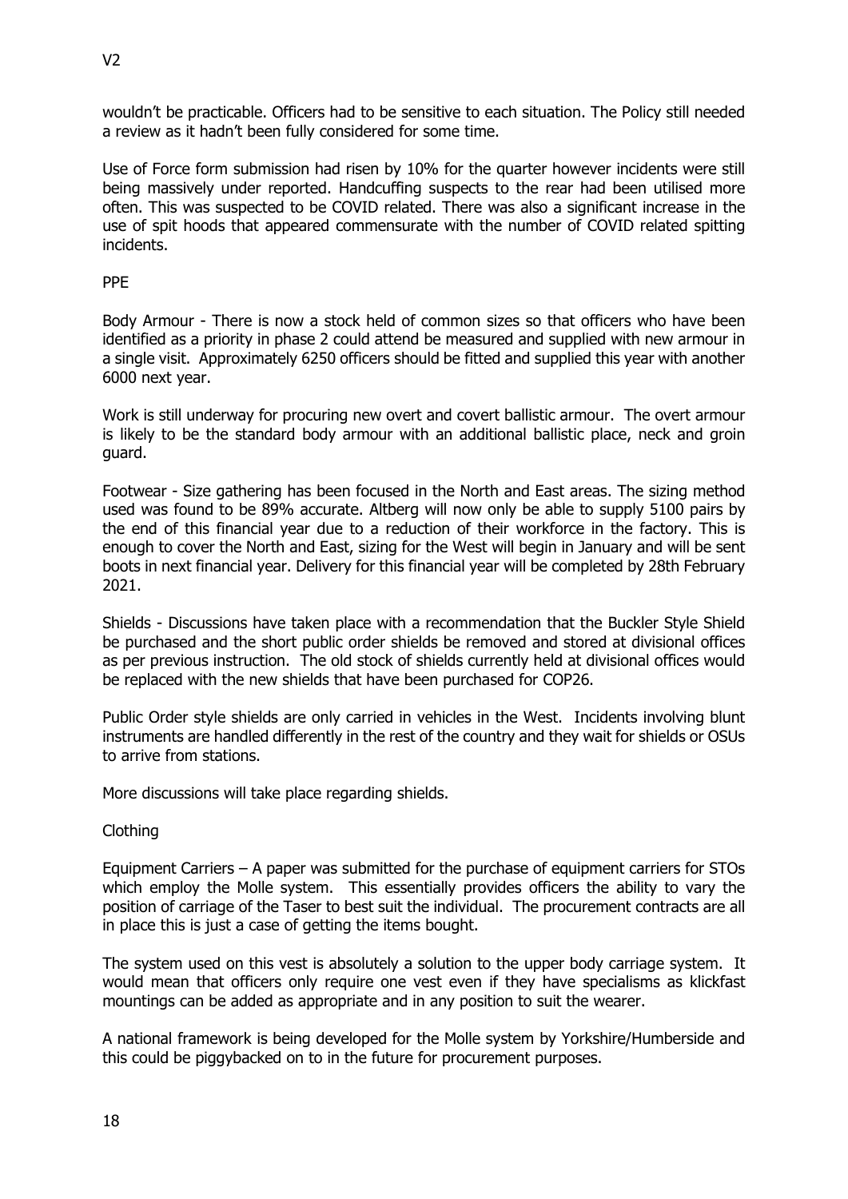wouldn't be practicable. Officers had to be sensitive to each situation. The Policy still needed a review as it hadn't been fully considered for some time.

Use of Force form submission had risen by 10% for the quarter however incidents were still being massively under reported. Handcuffing suspects to the rear had been utilised more often. This was suspected to be COVID related. There was also a significant increase in the use of spit hoods that appeared commensurate with the number of COVID related spitting incidents.

PPE

Body Armour - There is now a stock held of common sizes so that officers who have been identified as a priority in phase 2 could attend be measured and supplied with new armour in a single visit. Approximately 6250 officers should be fitted and supplied this year with another 6000 next year.

Work is still underway for procuring new overt and covert ballistic armour. The overt armour is likely to be the standard body armour with an additional ballistic place, neck and groin guard.

Footwear - Size gathering has been focused in the North and East areas. The sizing method used was found to be 89% accurate. Altberg will now only be able to supply 5100 pairs by the end of this financial year due to a reduction of their workforce in the factory. This is enough to cover the North and East, sizing for the West will begin in January and will be sent boots in next financial year. Delivery for this financial year will be completed by 28th February 2021.

Shields - Discussions have taken place with a recommendation that the Buckler Style Shield be purchased and the short public order shields be removed and stored at divisional offices as per previous instruction. The old stock of shields currently held at divisional offices would be replaced with the new shields that have been purchased for COP26.

Public Order style shields are only carried in vehicles in the West. Incidents involving blunt instruments are handled differently in the rest of the country and they wait for shields or OSUs to arrive from stations.

More discussions will take place regarding shields.

Clothing

Equipment Carriers – A paper was submitted for the purchase of equipment carriers for STOs which employ the Molle system. This essentially provides officers the ability to vary the position of carriage of the Taser to best suit the individual. The procurement contracts are all in place this is just a case of getting the items bought.

The system used on this vest is absolutely a solution to the upper body carriage system. It would mean that officers only require one vest even if they have specialisms as klickfast mountings can be added as appropriate and in any position to suit the wearer.

A national framework is being developed for the Molle system by Yorkshire/Humberside and this could be piggybacked on to in the future for procurement purposes.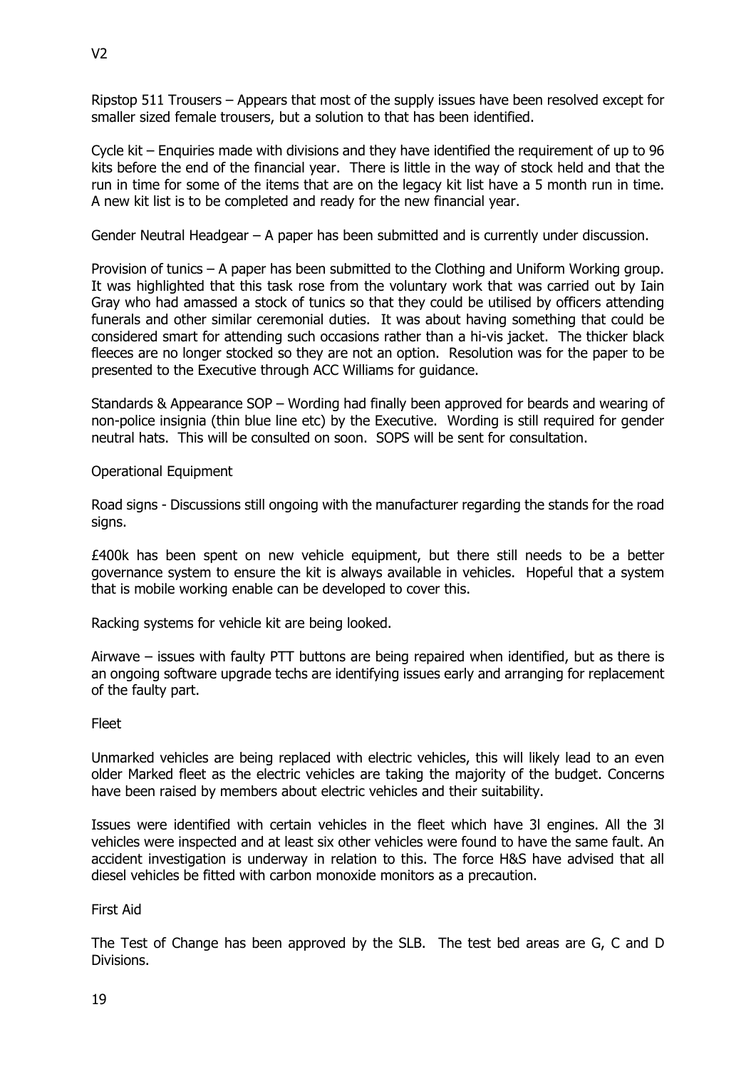Ripstop 511 Trousers – Appears that most of the supply issues have been resolved except for smaller sized female trousers, but a solution to that has been identified.

Cycle kit – Enquiries made with divisions and they have identified the requirement of up to 96 kits before the end of the financial year. There is little in the way of stock held and that the run in time for some of the items that are on the legacy kit list have a 5 month run in time. A new kit list is to be completed and ready for the new financial year.

Gender Neutral Headgear – A paper has been submitted and is currently under discussion.

Provision of tunics – A paper has been submitted to the Clothing and Uniform Working group. It was highlighted that this task rose from the voluntary work that was carried out by Iain Gray who had amassed a stock of tunics so that they could be utilised by officers attending funerals and other similar ceremonial duties. It was about having something that could be considered smart for attending such occasions rather than a hi-vis jacket. The thicker black fleeces are no longer stocked so they are not an option. Resolution was for the paper to be presented to the Executive through ACC Williams for guidance.

Standards & Appearance SOP – Wording had finally been approved for beards and wearing of non-police insignia (thin blue line etc) by the Executive. Wording is still required for gender neutral hats. This will be consulted on soon. SOPS will be sent for consultation.

Operational Equipment

Road signs - Discussions still ongoing with the manufacturer regarding the stands for the road signs.

£400k has been spent on new vehicle equipment, but there still needs to be a better governance system to ensure the kit is always available in vehicles. Hopeful that a system that is mobile working enable can be developed to cover this.

Racking systems for vehicle kit are being looked.

Airwave – issues with faulty PTT buttons are being repaired when identified, but as there is an ongoing software upgrade techs are identifying issues early and arranging for replacement of the faulty part.

Fleet

Unmarked vehicles are being replaced with electric vehicles, this will likely lead to an even older Marked fleet as the electric vehicles are taking the majority of the budget. Concerns have been raised by members about electric vehicles and their suitability.

Issues were identified with certain vehicles in the fleet which have 3l engines. All the 3l vehicles were inspected and at least six other vehicles were found to have the same fault. An accident investigation is underway in relation to this. The force H&S have advised that all diesel vehicles be fitted with carbon monoxide monitors as a precaution.

First Aid

The Test of Change has been approved by the SLB. The test bed areas are G, C and D Divisions.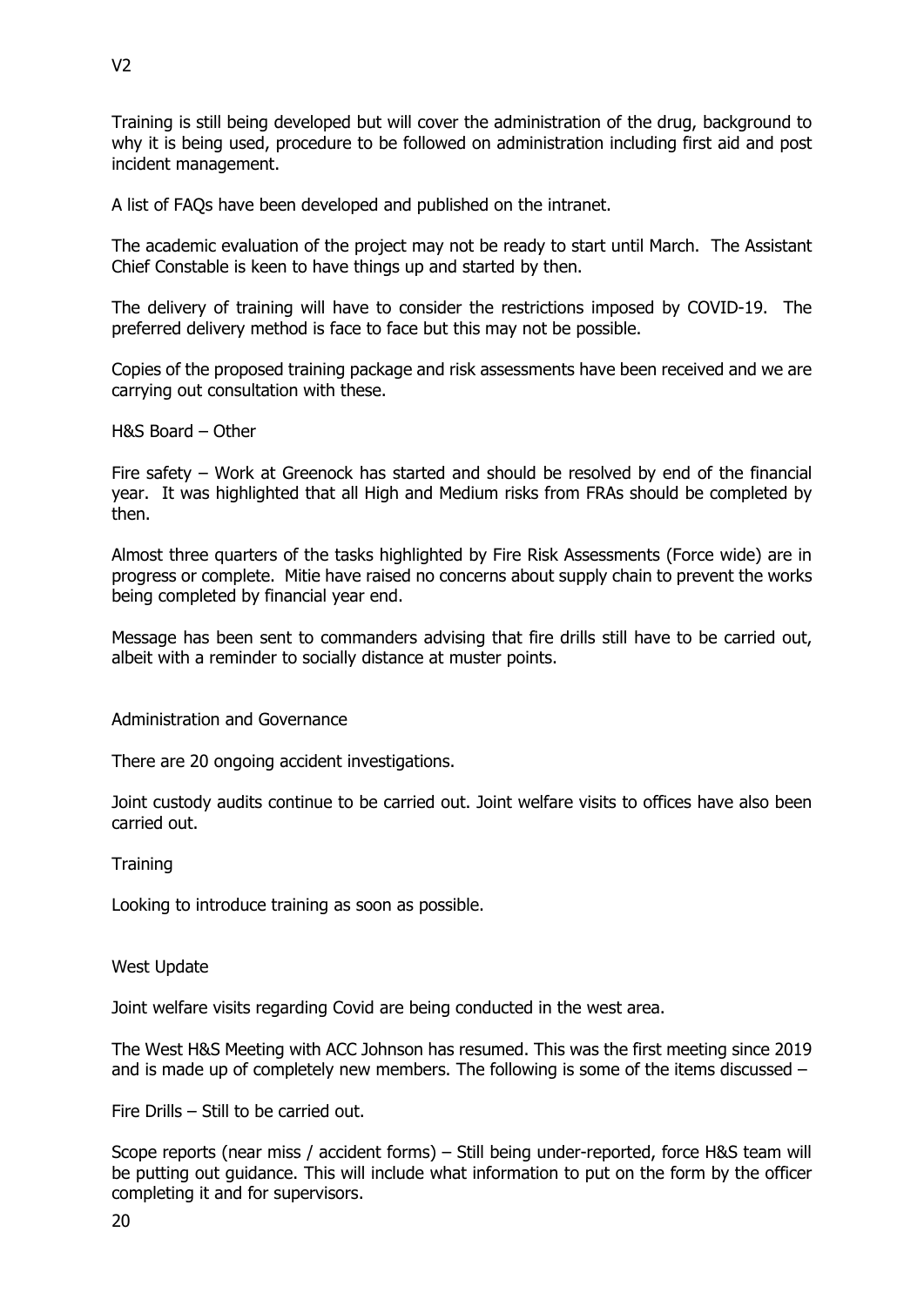Training is still being developed but will cover the administration of the drug, background to why it is being used, procedure to be followed on administration including first aid and post incident management.

A list of FAQs have been developed and published on the intranet.

The academic evaluation of the project may not be ready to start until March. The Assistant Chief Constable is keen to have things up and started by then.

The delivery of training will have to consider the restrictions imposed by COVID-19. The preferred delivery method is face to face but this may not be possible.

Copies of the proposed training package and risk assessments have been received and we are carrying out consultation with these.

H&S Board – Other

Fire safety – Work at Greenock has started and should be resolved by end of the financial year. It was highlighted that all High and Medium risks from FRAs should be completed by then.

Almost three quarters of the tasks highlighted by Fire Risk Assessments (Force wide) are in progress or complete. Mitie have raised no concerns about supply chain to prevent the works being completed by financial year end.

Message has been sent to commanders advising that fire drills still have to be carried out, albeit with a reminder to socially distance at muster points.

Administration and Governance

There are 20 ongoing accident investigations.

Joint custody audits continue to be carried out. Joint welfare visits to offices have also been carried out.

Training

Looking to introduce training as soon as possible.

West Update

Joint welfare visits regarding Covid are being conducted in the west area.

The West H&S Meeting with ACC Johnson has resumed. This was the first meeting since 2019 and is made up of completely new members. The following is some of the items discussed –

Fire Drills – Still to be carried out.

Scope reports (near miss / accident forms) – Still being under-reported, force H&S team will be putting out guidance. This will include what information to put on the form by the officer completing it and for supervisors.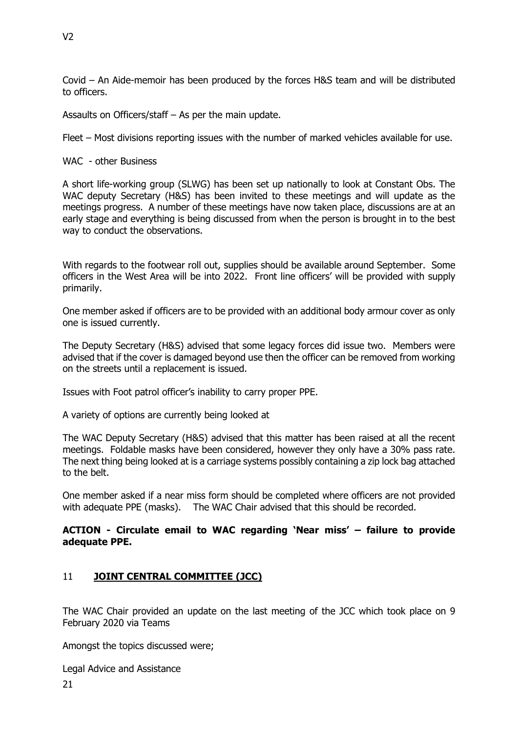Covid – An Aide-memoir has been produced by the forces H&S team and will be distributed to officers.

Assaults on Officers/staff – As per the main update.

Fleet – Most divisions reporting issues with the number of marked vehicles available for use.

WAC - other Business

A short life-working group (SLWG) has been set up nationally to look at Constant Obs. The WAC deputy Secretary (H&S) has been invited to these meetings and will update as the meetings progress. A number of these meetings have now taken place, discussions are at an early stage and everything is being discussed from when the person is brought in to the best way to conduct the observations.

With regards to the footwear roll out, supplies should be available around September. Some officers in the West Area will be into 2022. Front line officers' will be provided with supply primarily.

One member asked if officers are to be provided with an additional body armour cover as only one is issued currently.

The Deputy Secretary (H&S) advised that some legacy forces did issue two. Members were advised that if the cover is damaged beyond use then the officer can be removed from working on the streets until a replacement is issued.

Issues with Foot patrol officer's inability to carry proper PPE.

A variety of options are currently being looked at

The WAC Deputy Secretary (H&S) advised that this matter has been raised at all the recent meetings. Foldable masks have been considered, however they only have a 30% pass rate. The next thing being looked at is a carriage systems possibly containing a zip lock bag attached to the belt.

One member asked if a near miss form should be completed where officers are not provided with adequate PPE (masks). The WAC Chair advised that this should be recorded.

**ACTION - Circulate email to WAC regarding 'Near miss' – failure to provide adequate PPE.**

## 11 **JOINT CENTRAL COMMITTEE (JCC)**

The WAC Chair provided an update on the last meeting of the JCC which took place on 9 February 2020 via Teams

Amongst the topics discussed were;

Legal Advice and Assistance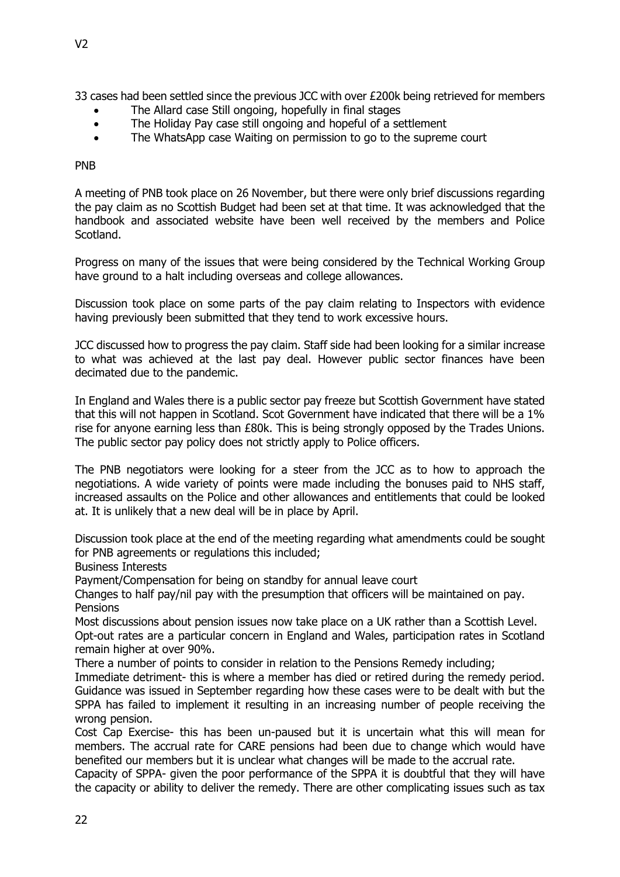33 cases had been settled since the previous JCC with over £200k being retrieved for members

- The Allard case Still ongoing, hopefully in final stages
- The Holiday Pay case still ongoing and hopeful of a settlement
- The WhatsApp case Waiting on permission to go to the supreme court

PNB

A meeting of PNB took place on 26 November, but there were only brief discussions regarding the pay claim as no Scottish Budget had been set at that time. It was acknowledged that the handbook and associated website have been well received by the members and Police Scotland.

Progress on many of the issues that were being considered by the Technical Working Group have ground to a halt including overseas and college allowances.

Discussion took place on some parts of the pay claim relating to Inspectors with evidence having previously been submitted that they tend to work excessive hours.

JCC discussed how to progress the pay claim. Staff side had been looking for a similar increase to what was achieved at the last pay deal. However public sector finances have been decimated due to the pandemic.

In England and Wales there is a public sector pay freeze but Scottish Government have stated that this will not happen in Scotland. Scot Government have indicated that there will be a 1% rise for anyone earning less than £80k. This is being strongly opposed by the Trades Unions. The public sector pay policy does not strictly apply to Police officers.

The PNB negotiators were looking for a steer from the JCC as to how to approach the negotiations. A wide variety of points were made including the bonuses paid to NHS staff, increased assaults on the Police and other allowances and entitlements that could be looked at. It is unlikely that a new deal will be in place by April.

Discussion took place at the end of the meeting regarding what amendments could be sought for PNB agreements or regulations this included;

Business Interests

Payment/Compensation for being on standby for annual leave court

Changes to half pay/nil pay with the presumption that officers will be maintained on pay.

Pensions

Most discussions about pension issues now take place on a UK rather than a Scottish Level.

Opt-out rates are a particular concern in England and Wales, participation rates in Scotland remain higher at over 90%.

There a number of points to consider in relation to the Pensions Remedy including;

Immediate detriment- this is where a member has died or retired during the remedy period. Guidance was issued in September regarding how these cases were to be dealt with but the SPPA has failed to implement it resulting in an increasing number of people receiving the wrong pension.

Cost Cap Exercise- this has been un-paused but it is uncertain what this will mean for members. The accrual rate for CARE pensions had been due to change which would have benefited our members but it is unclear what changes will be made to the accrual rate.

Capacity of SPPA- given the poor performance of the SPPA it is doubtful that they will have the capacity or ability to deliver the remedy. There are other complicating issues such as tax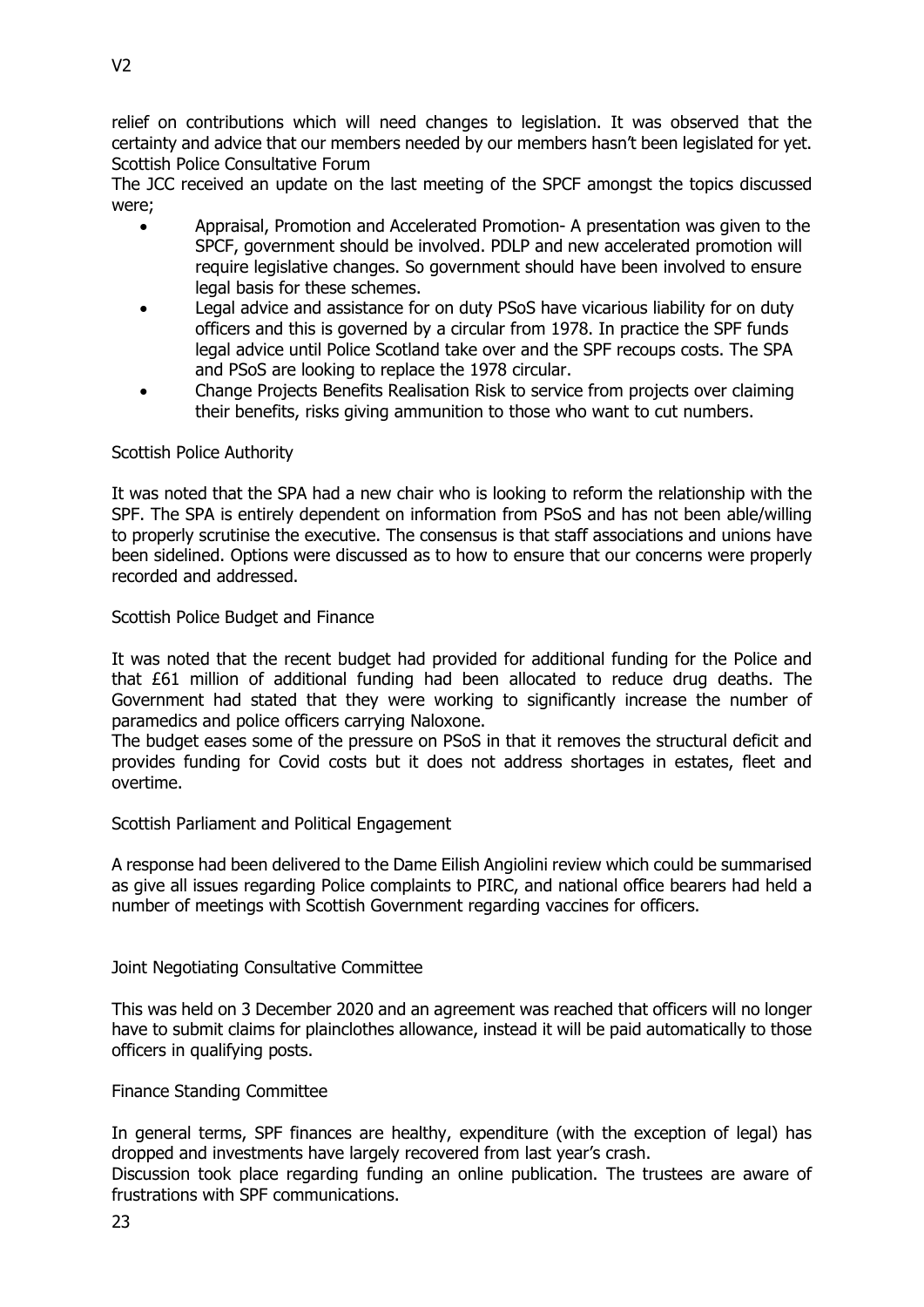relief on contributions which will need changes to legislation. It was observed that the certainty and advice that our members needed by our members hasn't been legislated for yet.

Scottish Police Consultative Forum

The JCC received an update on the last meeting of the SPCF amongst the topics discussed were;

- Appraisal, Promotion and Accelerated Promotion- A presentation was given to the SPCF, government should be involved. PDLP and new accelerated promotion will require legislative changes. So government should have been involved to ensure legal basis for these schemes.
- Legal advice and assistance for on duty PSoS have vicarious liability for on duty officers and this is governed by a circular from 1978. In practice the SPF funds legal advice until Police Scotland take over and the SPF recoups costs. The SPA and PSoS are looking to replace the 1978 circular.
- Change Projects Benefits Realisation Risk to service from projects over claiming their benefits, risks giving ammunition to those who want to cut numbers.

Scottish Police Authority

It was noted that the SPA had a new chair who is looking to reform the relationship with the SPF. The SPA is entirely dependent on information from PSoS and has not been able/willing to properly scrutinise the executive. The consensus is that staff associations and unions have been sidelined. Options were discussed as to how to ensure that our concerns were properly recorded and addressed.

Scottish Police Budget and Finance

It was noted that the recent budget had provided for additional funding for the Police and that £61 million of additional funding had been allocated to reduce drug deaths. The Government had stated that they were working to significantly increase the number of paramedics and police officers carrying Naloxone.

The budget eases some of the pressure on PSoS in that it removes the structural deficit and provides funding for Covid costs but it does not address shortages in estates, fleet and overtime.

Scottish Parliament and Political Engagement

A response had been delivered to the Dame Eilish Angiolini review which could be summarised as give all issues regarding Police complaints to PIRC, and national office bearers had held a number of meetings with Scottish Government regarding vaccines for officers.

Joint Negotiating Consultative Committee

This was held on 3 December 2020 and an agreement was reached that officers will no longer have to submit claims for plainclothes allowance, instead it will be paid automatically to those officers in qualifying posts.

Finance Standing Committee

In general terms, SPF finances are healthy, expenditure (with the exception of legal) has dropped and investments have largely recovered from last year's crash.

Discussion took place regarding funding an online publication. The trustees are aware of frustrations with SPF communications.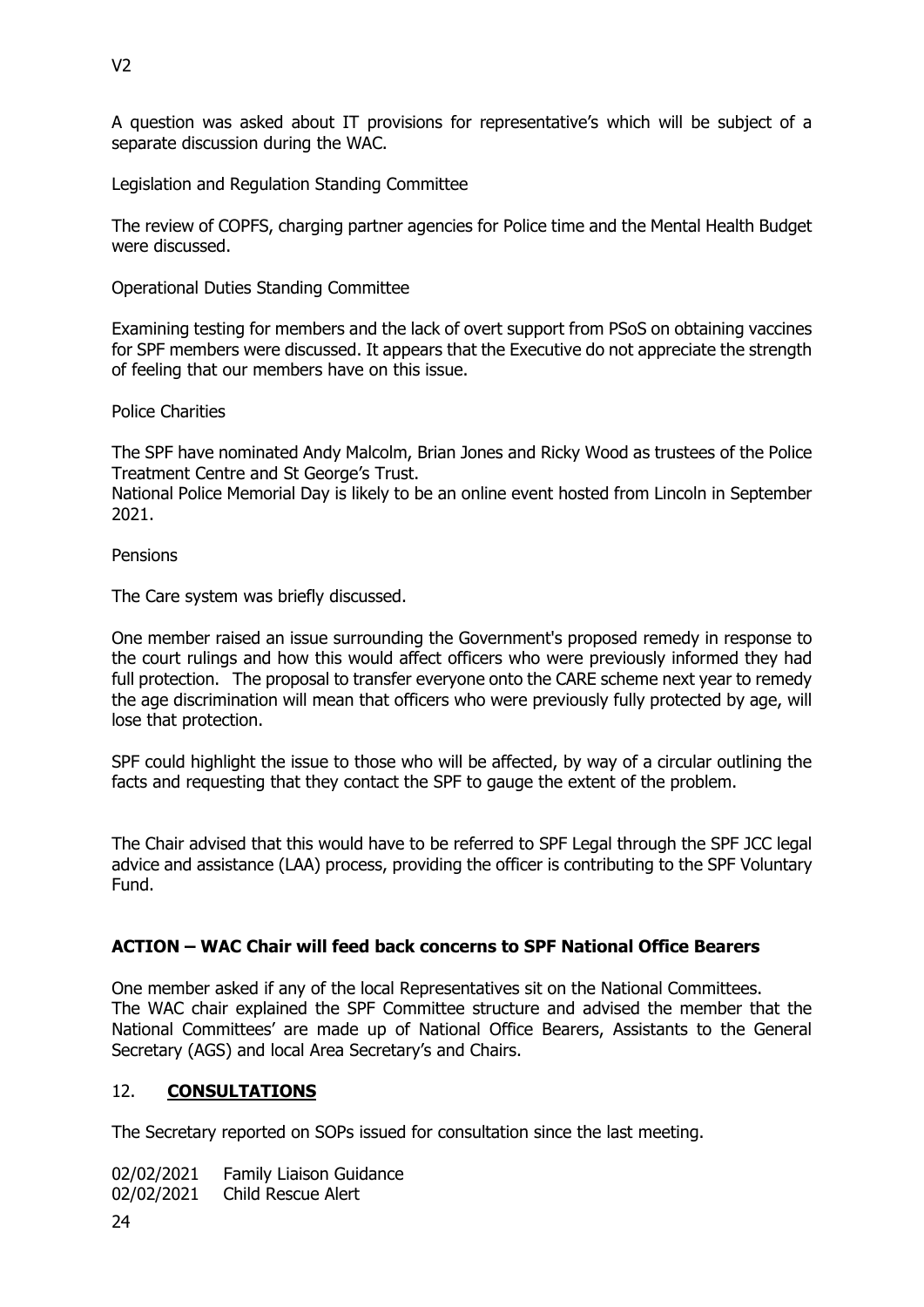A question was asked about IT provisions for representative's which will be subject of a separate discussion during the WAC.

Legislation and Regulation Standing Committee

The review of COPFS, charging partner agencies for Police time and the Mental Health Budget were discussed.

Operational Duties Standing Committee

Examining testing for members and the lack of overt support from PSoS on obtaining vaccines for SPF members were discussed. It appears that the Executive do not appreciate the strength of feeling that our members have on this issue.

Police Charities

The SPF have nominated Andy Malcolm, Brian Jones and Ricky Wood as trustees of the Police Treatment Centre and St George's Trust.
National Police Memorial Day is likely to be an online event hosted from Lincoln in September 2021.

Pensions

The Care system was briefly discussed.

One member raised an issue surrounding the Government's proposed remedy in response to the court rulings and how this would affect officers who were previously informed they had full protection. The proposal to transfer everyone onto the CARE scheme next year to remedy the age discrimination will mean that officers who were previously fully protected by age, will lose that protection.

SPF could highlight the issue to those who will be affected, by way of a circular outlining the facts and requesting that they contact the SPF to gauge the extent of the problem.

The Chair advised that this would have to be referred to SPF Legal through the SPF JCC legal advice and assistance (LAA) process, providing the officer is contributing to the SPF Voluntary Fund.

**ACTION – WAC Chair will feed back concerns to SPF National Office Bearers**

One member asked if any of the local Representatives sit on the National Committees.
The WAC chair explained the SPF Committee structure and advised the member that the National Committees' are made up of National Office Bearers, Assistants to the General Secretary (AGS) and local Area Secretary's and Chairs.

## 12. **CONSULTATIONS**

The Secretary reported on SOPs issued for consultation since the last meeting.

02/02/2021 Family Liaison Guidance
02/02/2021 Child Rescue Alert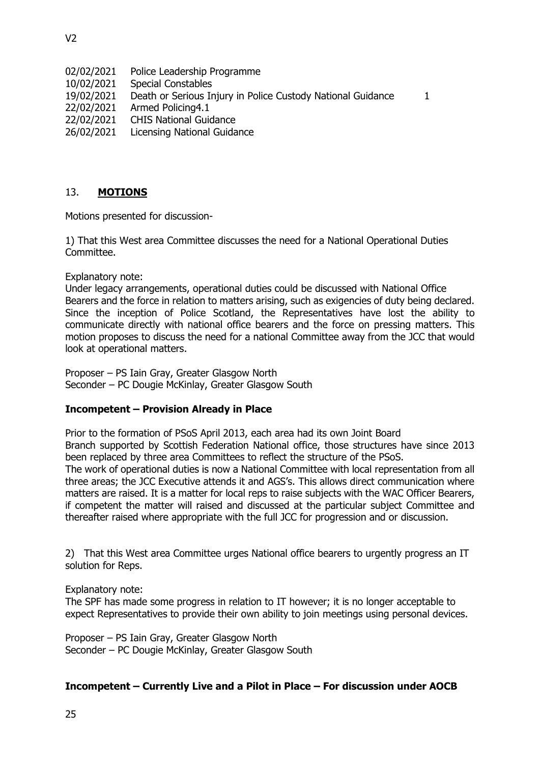| | | |
|---|---|---|
| 02/02/2021 | Police Leadership Programme | |
| 10/02/2021 | Special Constables | |
| 19/02/2021 | Death or Serious Injury in Police Custody National Guidance | 1 |
| 22/02/2021 | Armed Policing4.1 | |
| 22/02/2021 | CHIS National Guidance | |
| 26/02/2021 | Licensing National Guidance | |

## 13. **MOTIONS**

Motions presented for discussion-

1) That this West area Committee discusses the need for a National Operational Duties Committee.

Explanatory note:
Under legacy arrangements, operational duties could be discussed with National Office Bearers and the force in relation to matters arising, such as exigencies of duty being declared. Since the inception of Police Scotland, the Representatives have lost the ability to communicate directly with national office bearers and the force on pressing matters. This motion proposes to discuss the need for a national Committee away from the JCC that would look at operational matters.

Proposer – PS Iain Gray, Greater Glasgow North
Seconder – PC Dougie McKinlay, Greater Glasgow South

**Incompetent – Provision Already in Place**

Prior to the formation of PSoS April 2013, each area had its own Joint Board Branch supported by Scottish Federation National office, those structures have since 2013 been replaced by three area Committees to reflect the structure of the PSoS.
The work of operational duties is now a National Committee with local representation from all three areas; the JCC Executive attends it and AGS's. This allows direct communication where matters are raised. It is a matter for local reps to raise subjects with the WAC Officer Bearers, if competent the matter will raised and discussed at the particular subject Committee and thereafter raised where appropriate with the full JCC for progression and or discussion.

2) That this West area Committee urges National office bearers to urgently progress an IT solution for Reps.

Explanatory note:
The SPF has made some progress in relation to IT however; it is no longer acceptable to expect Representatives to provide their own ability to join meetings using personal devices.

Proposer – PS Iain Gray, Greater Glasgow North
Seconder – PC Dougie McKinlay, Greater Glasgow South

**Incompetent – Currently Live and a Pilot in Place – For discussion under AOCB**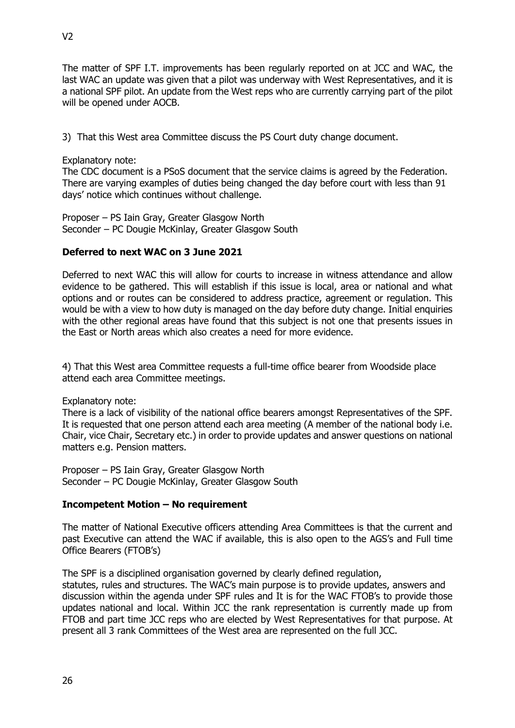The matter of SPF I.T. improvements has been regularly reported on at JCC and WAC, the last WAC an update was given that a pilot was underway with West Representatives, and it is a national SPF pilot. An update from the West reps who are currently carrying part of the pilot will be opened under AOCB.

3) That this West area Committee discuss the PS Court duty change document.

Explanatory note:
The CDC document is a PSoS document that the service claims is agreed by the Federation. There are varying examples of duties being changed the day before court with less than 91 days' notice which continues without challenge.

Proposer – PS Iain Gray, Greater Glasgow North
Seconder – PC Dougie McKinlay, Greater Glasgow South

**Deferred to next WAC on 3 June 2021**

Deferred to next WAC this will allow for courts to increase in witness attendance and allow evidence to be gathered. This will establish if this issue is local, area or national and what options and or routes can be considered to address practice, agreement or regulation. This would be with a view to how duty is managed on the day before duty change. Initial enquiries with the other regional areas have found that this subject is not one that presents issues in the East or North areas which also creates a need for more evidence.

4) That this West area Committee requests a full-time office bearer from Woodside place attend each area Committee meetings.

Explanatory note:
There is a lack of visibility of the national office bearers amongst Representatives of the SPF. It is requested that one person attend each area meeting (A member of the national body i.e. Chair, vice Chair, Secretary etc.) in order to provide updates and answer questions on national matters e.g. Pension matters.

Proposer – PS Iain Gray, Greater Glasgow North
Seconder – PC Dougie McKinlay, Greater Glasgow South

**Incompetent Motion – No requirement**

The matter of National Executive officers attending Area Committees is that the current and past Executive can attend the WAC if available, this is also open to the AGS's and Full time Office Bearers (FTOB's)

The SPF is a disciplined organisation governed by clearly defined regulation, statutes, rules and structures. The WAC's main purpose is to provide updates, answers and discussion within the agenda under SPF rules and It is for the WAC FTOB's to provide those updates national and local. Within JCC the rank representation is currently made up from FTOB and part time JCC reps who are elected by West Representatives for that purpose. At present all 3 rank Committees of the West area are represented on the full JCC.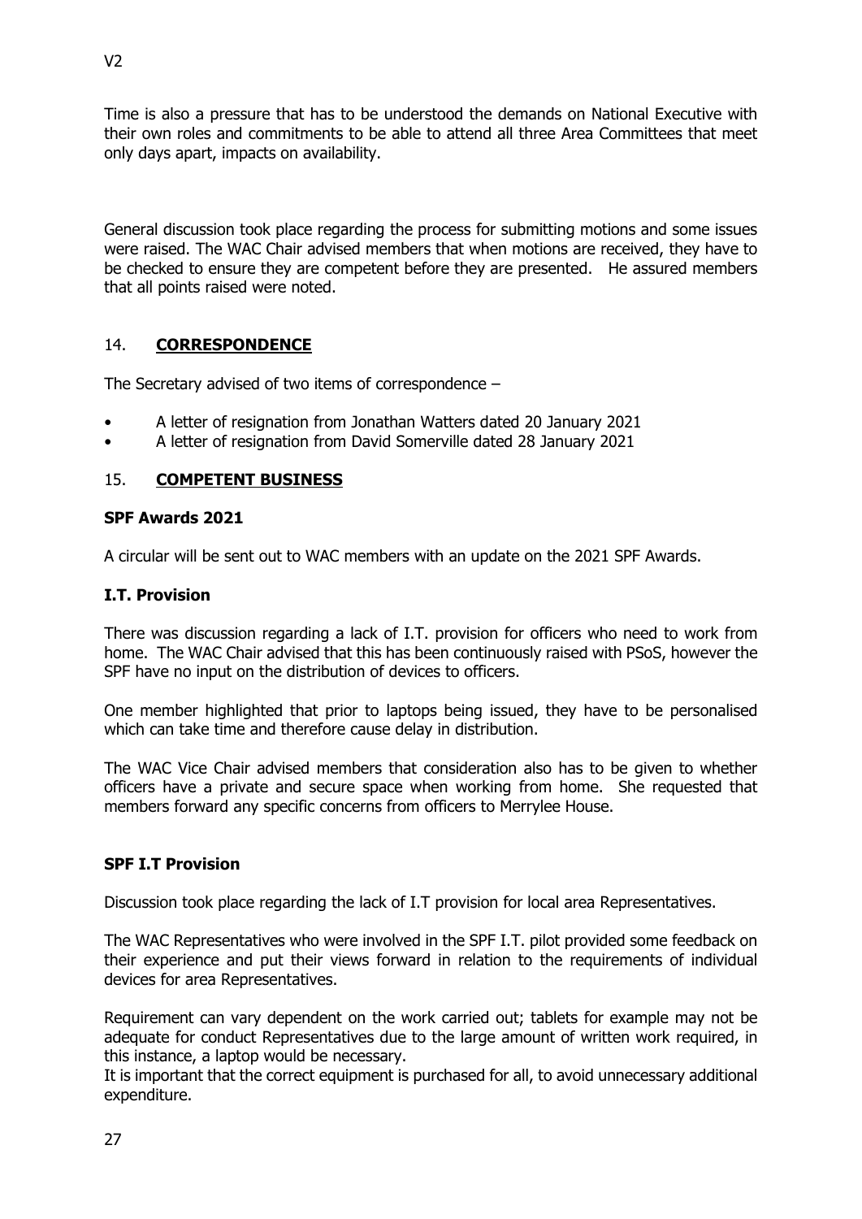Time is also a pressure that has to be understood the demands on National Executive with their own roles and commitments to be able to attend all three Area Committees that meet only days apart, impacts on availability.

General discussion took place regarding the process for submitting motions and some issues were raised. The WAC Chair advised members that when motions are received, they have to be checked to ensure they are competent before they are presented. He assured members that all points raised were noted.

## 14. **CORRESPONDENCE**

The Secretary advised of two items of correspondence –

- A letter of resignation from Jonathan Watters dated 20 January 2021
- A letter of resignation from David Somerville dated 28 January 2021

## 15. **COMPETENT BUSINESS**

**SPF Awards 2021**

A circular will be sent out to WAC members with an update on the 2021 SPF Awards.

**I.T. Provision**

There was discussion regarding a lack of I.T. provision for officers who need to work from home. The WAC Chair advised that this has been continuously raised with PSoS, however the SPF have no input on the distribution of devices to officers.

One member highlighted that prior to laptops being issued, they have to be personalised which can take time and therefore cause delay in distribution.

The WAC Vice Chair advised members that consideration also has to be given to whether officers have a private and secure space when working from home. She requested that members forward any specific concerns from officers to Merrylee House.

**SPF I.T Provision**

Discussion took place regarding the lack of I.T provision for local area Representatives.

The WAC Representatives who were involved in the SPF I.T. pilot provided some feedback on their experience and put their views forward in relation to the requirements of individual devices for area Representatives.

Requirement can vary dependent on the work carried out; tablets for example may not be adequate for conduct Representatives due to the large amount of written work required, in this instance, a laptop would be necessary.
It is important that the correct equipment is purchased for all, to avoid unnecessary additional expenditure.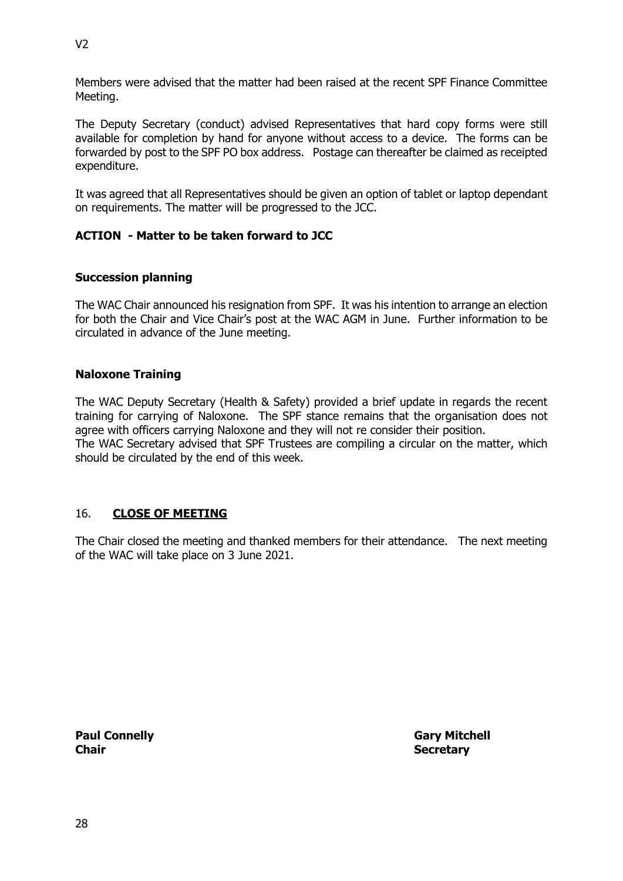Members were advised that the matter had been raised at the recent SPF Finance Committee Meeting.

The Deputy Secretary (conduct) advised Representatives that hard copy forms were still available for completion by hand for anyone without access to a device. The forms can be forwarded by post to the SPF PO box address. Postage can thereafter be claimed as receipted expenditure.

It was agreed that all Representatives should be given an option of tablet or laptop dependant on requirements. The matter will be progressed to the JCC.

**ACTION - Matter to be taken forward to JCC**

**Succession planning**

The WAC Chair announced his resignation from SPF. It was his intention to arrange an election for both the Chair and Vice Chair's post at the WAC AGM in June. Further information to be circulated in advance of the June meeting.

**Naloxone Training**

The WAC Deputy Secretary (Health & Safety) provided a brief update in regards the recent training for carrying of Naloxone. The SPF stance remains that the organisation does not agree with officers carrying Naloxone and they will not re consider their position.
The WAC Secretary advised that SPF Trustees are compiling a circular on the matter, which should be circulated by the end of this week.

16. **CLOSE OF MEETING**

The Chair closed the meeting and thanked members for their attendance. The next meeting of the WAC will take place on 3 June 2021.

**Paul Connelly**
**Chair**

**Gary Mitchell**
**Secretary**